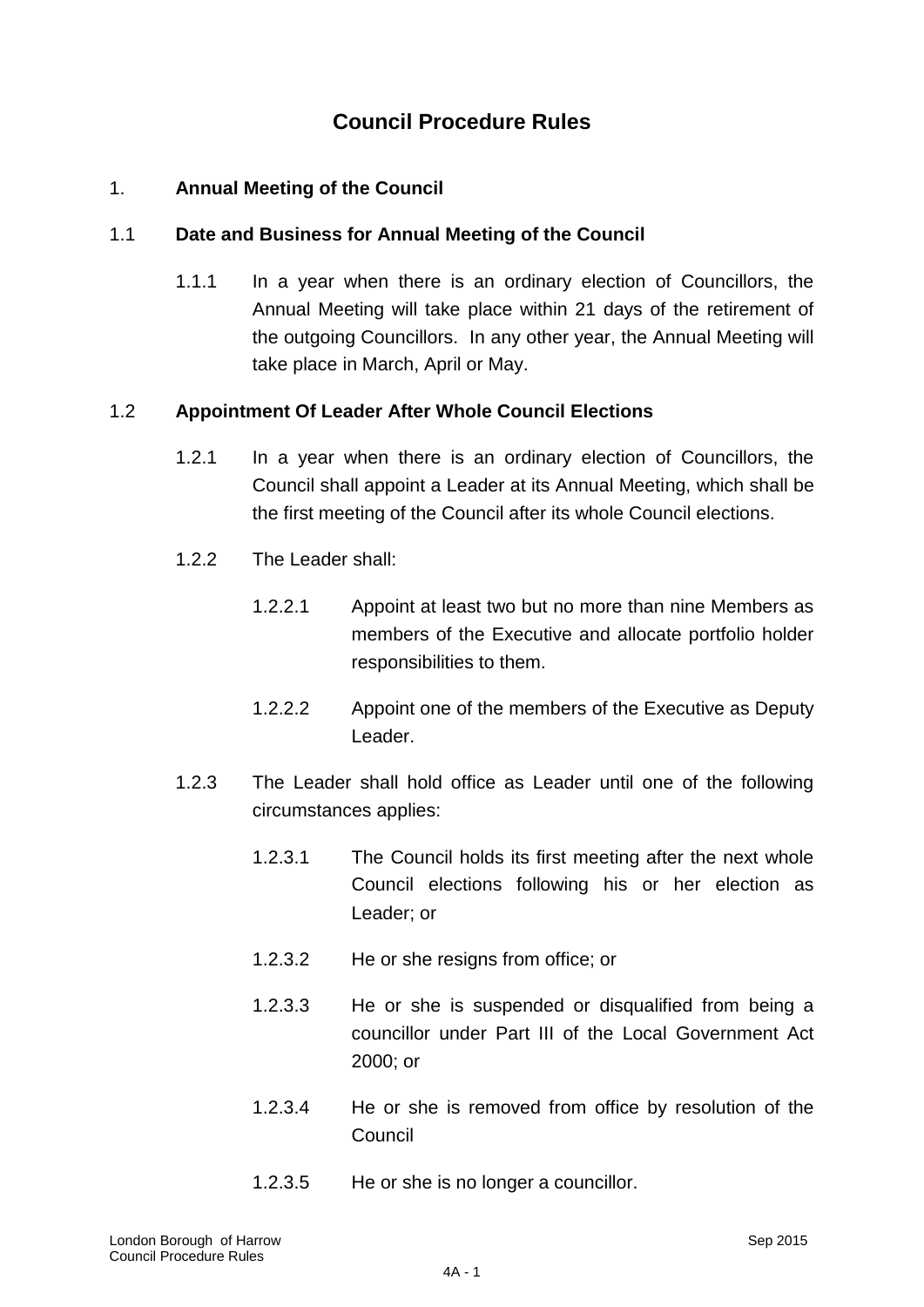# Council Procedure Rules

## 1. Annual Meeting of the Council

### 1.1 Date and Business for Annual Meeting of the Council

1.1.1 In a year when there is an ordinary election of Councillors, the Annual Meeting will take place within 21 days of the retirement of the outgoing Councillors. In any other year, the Annual Meeting will take place in March, April or May.

### 1.2 Appointment Of Leader After Whole Council Elections

1.2.1 In a year when there is an ordinary election of Councillors, the Council shall appoint a Leader at its Annual Meeting, which shall be the first meeting of the Council after its whole Council elections.

1.2.2 The Leader shall:

1.2.2.1 Appoint at least two but no more than nine Members as members of the Executive and allocate portfolio holder responsibilities to them.

1.2.2.2 Appoint one of the members of the Executive as Deputy Leader.

1.2.3 The Leader shall hold office as Leader until one of the following circumstances applies:

1.2.3.1 The Council holds its first meeting after the next whole Council elections following his or her election as Leader; or

1.2.3.2 He or she resigns from office; or

1.2.3.3 He or she is suspended or disqualified from being a councillor under Part III of the Local Government Act 2000; or

1.2.3.4 He or she is removed from office by resolution of the Council

1.2.3.5 He or she is no longer a councillor.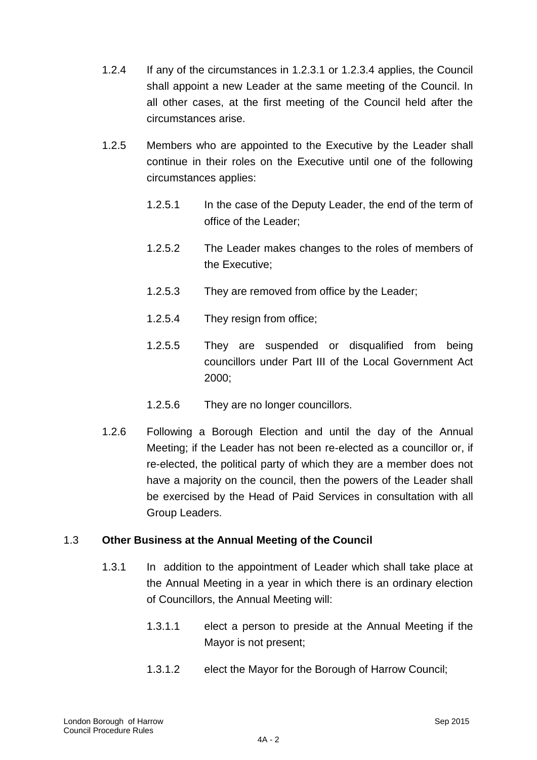1.2.4 If any of the circumstances in 1.2.3.1 or 1.2.3.4 applies, the Council shall appoint a new Leader at the same meeting of the Council. In all other cases, at the first meeting of the Council held after the circumstances arise.

1.2.5 Members who are appointed to the Executive by the Leader shall continue in their roles on the Executive until one of the following circumstances applies:

1.2.5.1 In the case of the Deputy Leader, the end of the term of office of the Leader;

1.2.5.2 The Leader makes changes to the roles of members of the Executive;

1.2.5.3 They are removed from office by the Leader;

1.2.5.4 They resign from office;

1.2.5.5 They are suspended or disqualified from being councillors under Part III of the Local Government Act 2000;

1.2.5.6 They are no longer councillors.

1.2.6 Following a Borough Election and until the day of the Annual Meeting; if the Leader has not been re-elected as a councillor or, if re-elected, the political party of which they are a member does not have a majority on the council, then the powers of the Leader shall be exercised by the Head of Paid Services in consultation with all Group Leaders.

## 1.3 Other Business at the Annual Meeting of the Council

1.3.1 In addition to the appointment of Leader which shall take place at the Annual Meeting in a year in which there is an ordinary election of Councillors, the Annual Meeting will:

1.3.1.1 elect a person to preside at the Annual Meeting if the Mayor is not present;

1.3.1.2 elect the Mayor for the Borough of Harrow Council;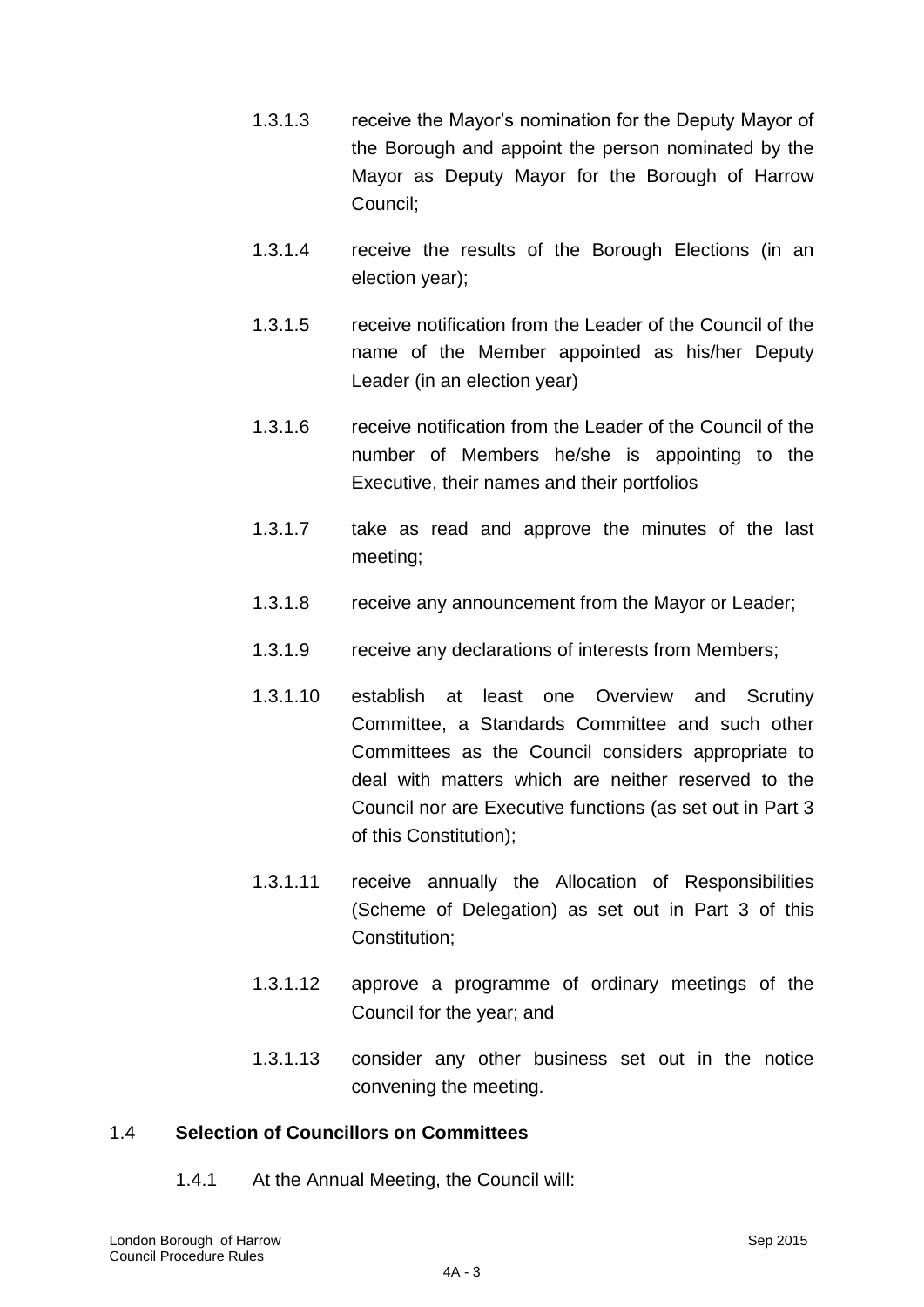1.3.1.3 receive the Mayor's nomination for the Deputy Mayor of the Borough and appoint the person nominated by the Mayor as Deputy Mayor for the Borough of Harrow Council;

1.3.1.4 receive the results of the Borough Elections (in an election year);

1.3.1.5 receive notification from the Leader of the Council of the name of the Member appointed as his/her Deputy Leader (in an election year)

1.3.1.6 receive notification from the Leader of the Council of the number of Members he/she is appointing to the Executive, their names and their portfolios

1.3.1.7 take as read and approve the minutes of the last meeting;

1.3.1.8 receive any announcement from the Mayor or Leader;

1.3.1.9 receive any declarations of interests from Members;

1.3.1.10 establish at least one Overview and Scrutiny Committee, a Standards Committee and such other Committees as the Council considers appropriate to deal with matters which are neither reserved to the Council nor are Executive functions (as set out in Part 3 of this Constitution);

1.3.1.11 receive annually the Allocation of Responsibilities (Scheme of Delegation) as set out in Part 3 of this Constitution;

1.3.1.12 approve a programme of ordinary meetings of the Council for the year; and

1.3.1.13 consider any other business set out in the notice convening the meeting.

## 1.4 Selection of Councillors on Committees

1.4.1 At the Annual Meeting, the Council will: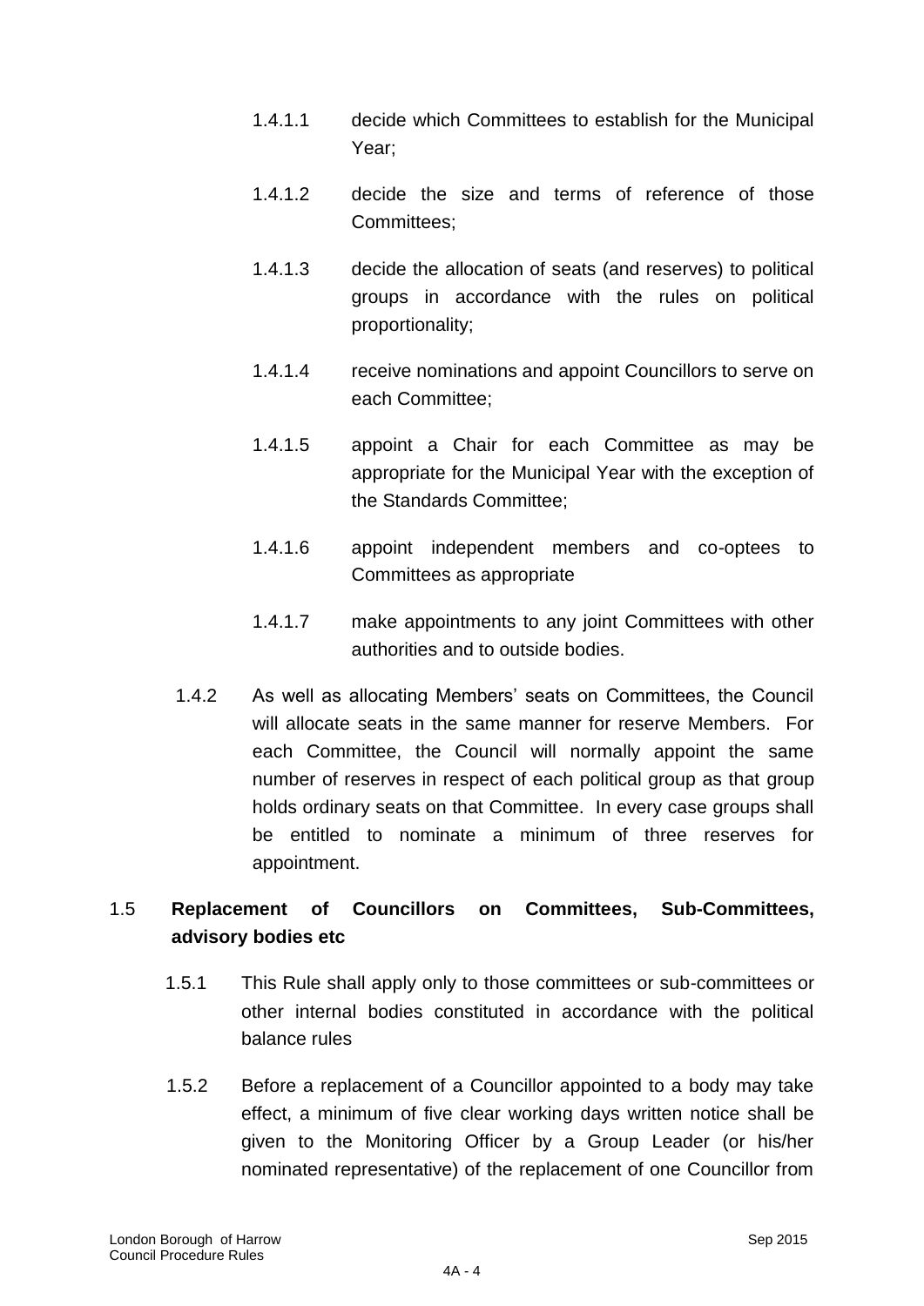1.4.1.1 decide which Committees to establish for the Municipal Year;

1.4.1.2 decide the size and terms of reference of those Committees;

1.4.1.3 decide the allocation of seats (and reserves) to political groups in accordance with the rules on political proportionality;

1.4.1.4 receive nominations and appoint Councillors to serve on each Committee;

1.4.1.5 appoint a Chair for each Committee as may be appropriate for the Municipal Year with the exception of the Standards Committee;

1.4.1.6 appoint independent members and co-optees to Committees as appropriate

1.4.1.7 make appointments to any joint Committees with other authorities and to outside bodies.

1.4.2 As well as allocating Members' seats on Committees, the Council will allocate seats in the same manner for reserve Members. For each Committee, the Council will normally appoint the same number of reserves in respect of each political group as that group holds ordinary seats on that Committee. In every case groups shall be entitled to nominate a minimum of three reserves for appointment.

## 1.5 **Replacement of Councillors on Committees, Sub-Committees, advisory bodies etc**

1.5.1 This Rule shall apply only to those committees or sub-committees or other internal bodies constituted in accordance with the political balance rules

1.5.2 Before a replacement of a Councillor appointed to a body may take effect, a minimum of five clear working days written notice shall be given to the Monitoring Officer by a Group Leader (or his/her nominated representative) of the replacement of one Councillor from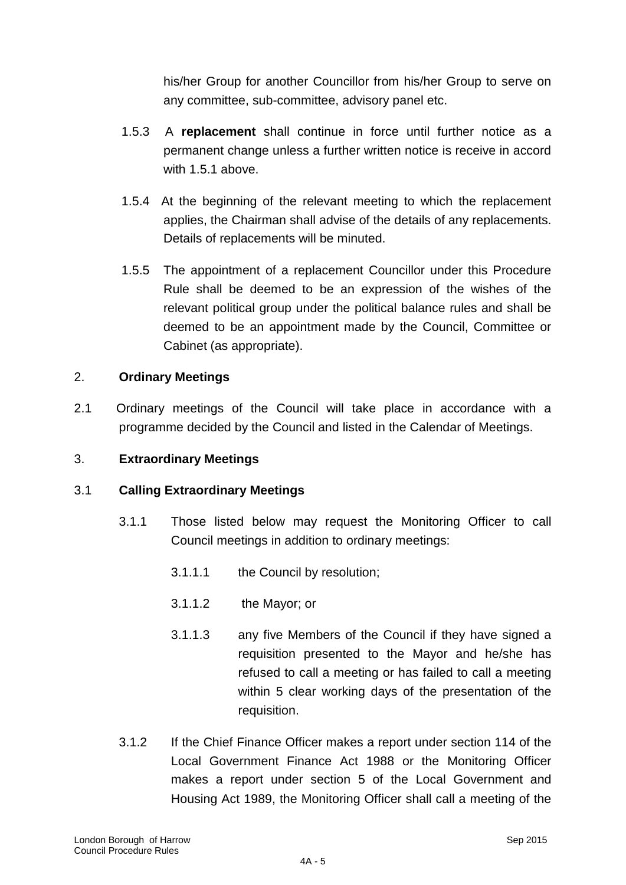his/her Group for another Councillor from his/her Group to serve on any committee, sub-committee, advisory panel etc.

1.5.3 A **replacement** shall continue in force until further notice as a permanent change unless a further written notice is receive in accord with 1.5.1 above.

1.5.4 At the beginning of the relevant meeting to which the replacement applies, the Chairman shall advise of the details of any replacements. Details of replacements will be minuted.

1.5.5 The appointment of a replacement Councillor under this Procedure Rule shall be deemed to be an expression of the wishes of the relevant political group under the political balance rules and shall be deemed to be an appointment made by the Council, Committee or Cabinet (as appropriate).

## 2. Ordinary Meetings

2.1 Ordinary meetings of the Council will take place in accordance with a programme decided by the Council and listed in the Calendar of Meetings.

## 3. Extraordinary Meetings

### 3.1 Calling Extraordinary Meetings

3.1.1 Those listed below may request the Monitoring Officer to call Council meetings in addition to ordinary meetings:

3.1.1.1 the Council by resolution;

3.1.1.2 the Mayor; or

3.1.1.3 any five Members of the Council if they have signed a requisition presented to the Mayor and he/she has refused to call a meeting or has failed to call a meeting within 5 clear working days of the presentation of the requisition.

3.1.2 If the Chief Finance Officer makes a report under section 114 of the Local Government Finance Act 1988 or the Monitoring Officer makes a report under section 5 of the Local Government and Housing Act 1989, the Monitoring Officer shall call a meeting of the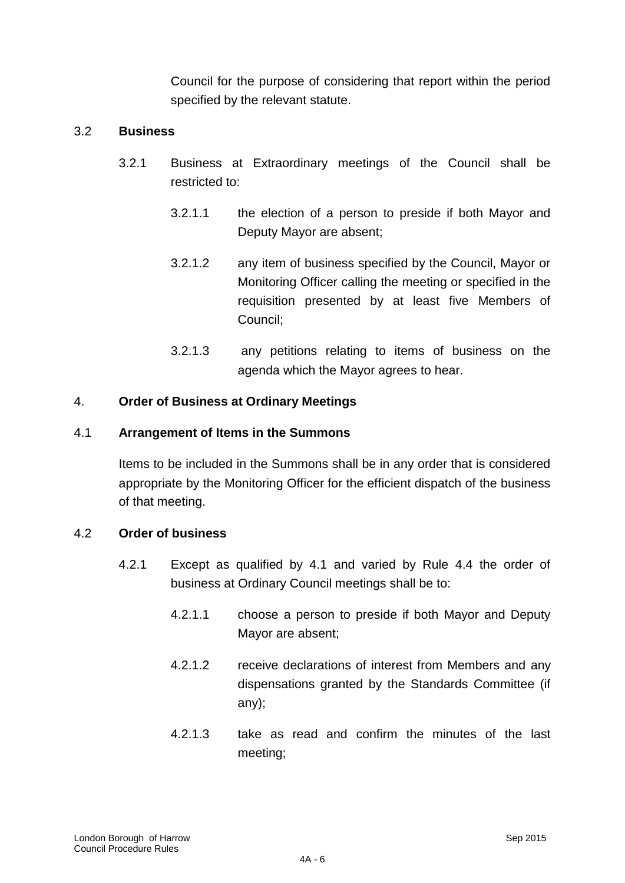Council for the purpose of considering that report within the period specified by the relevant statute.

3.2 **Business**

3.2.1 Business at Extraordinary meetings of the Council shall be restricted to:

3.2.1.1 the election of a person to preside if both Mayor and Deputy Mayor are absent;

3.2.1.2 any item of business specified by the Council, Mayor or Monitoring Officer calling the meeting or specified in the requisition presented by at least five Members of Council;

3.2.1.3 any petitions relating to items of business on the agenda which the Mayor agrees to hear.

4. **Order of Business at Ordinary Meetings**

4.1 **Arrangement of Items in the Summons**

Items to be included in the Summons shall be in any order that is considered appropriate by the Monitoring Officer for the efficient dispatch of the business of that meeting.

4.2 **Order of business**

4.2.1 Except as qualified by 4.1 and varied by Rule 4.4 the order of business at Ordinary Council meetings shall be to:

4.2.1.1 choose a person to preside if both Mayor and Deputy Mayor are absent;

4.2.1.2 receive declarations of interest from Members and any dispensations granted by the Standards Committee (if any);

4.2.1.3 take as read and confirm the minutes of the last meeting;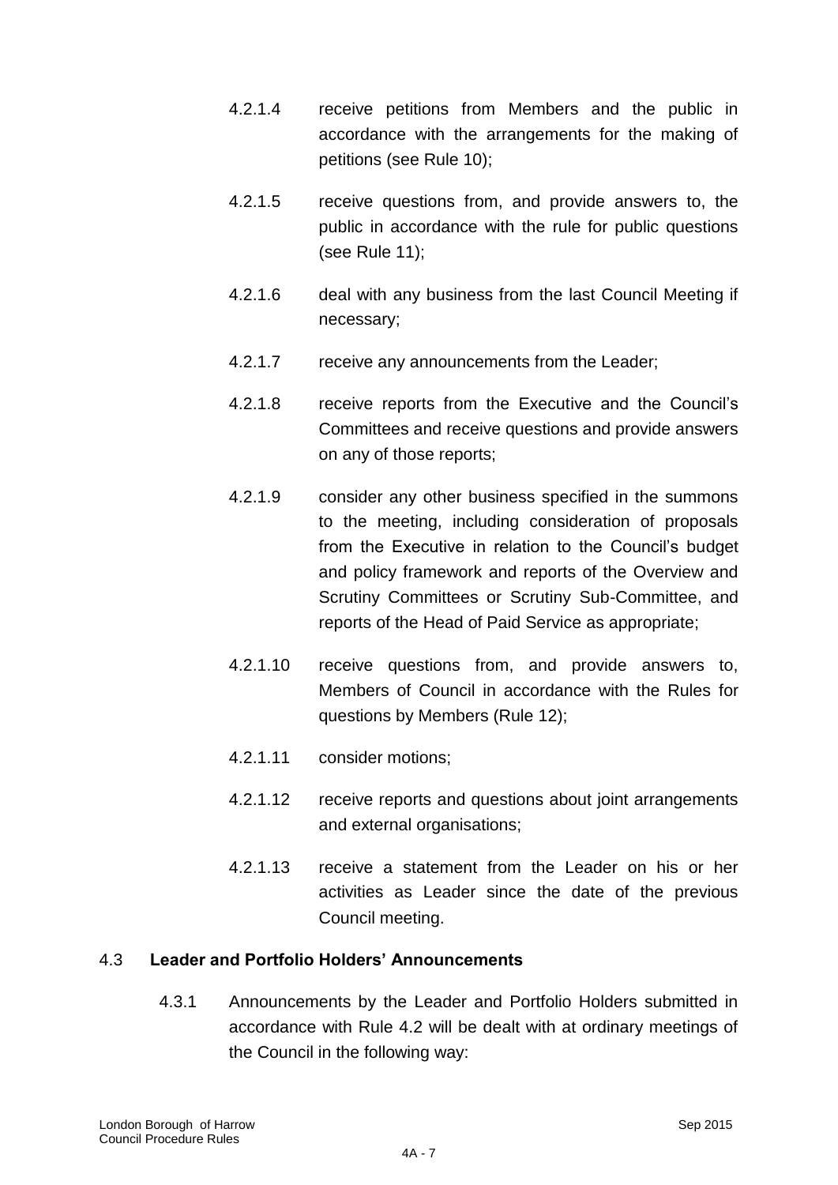4.2.1.4 receive petitions from Members and the public in accordance with the arrangements for the making of petitions (see Rule 10);

4.2.1.5 receive questions from, and provide answers to, the public in accordance with the rule for public questions (see Rule 11);

4.2.1.6 deal with any business from the last Council Meeting if necessary;

4.2.1.7 receive any announcements from the Leader;

4.2.1.8 receive reports from the Executive and the Council's Committees and receive questions and provide answers on any of those reports;

4.2.1.9 consider any other business specified in the summons to the meeting, including consideration of proposals from the Executive in relation to the Council's budget and policy framework and reports of the Overview and Scrutiny Committees or Scrutiny Sub-Committee, and reports of the Head of Paid Service as appropriate;

4.2.1.10 receive questions from, and provide answers to, Members of Council in accordance with the Rules for questions by Members (Rule 12);

4.2.1.11 consider motions;

4.2.1.12 receive reports and questions about joint arrangements and external organisations;

4.2.1.13 receive a statement from the Leader on his or her activities as Leader since the date of the previous Council meeting.

## 4.3 Leader and Portfolio Holders' Announcements

4.3.1 Announcements by the Leader and Portfolio Holders submitted in accordance with Rule 4.2 will be dealt with at ordinary meetings of the Council in the following way: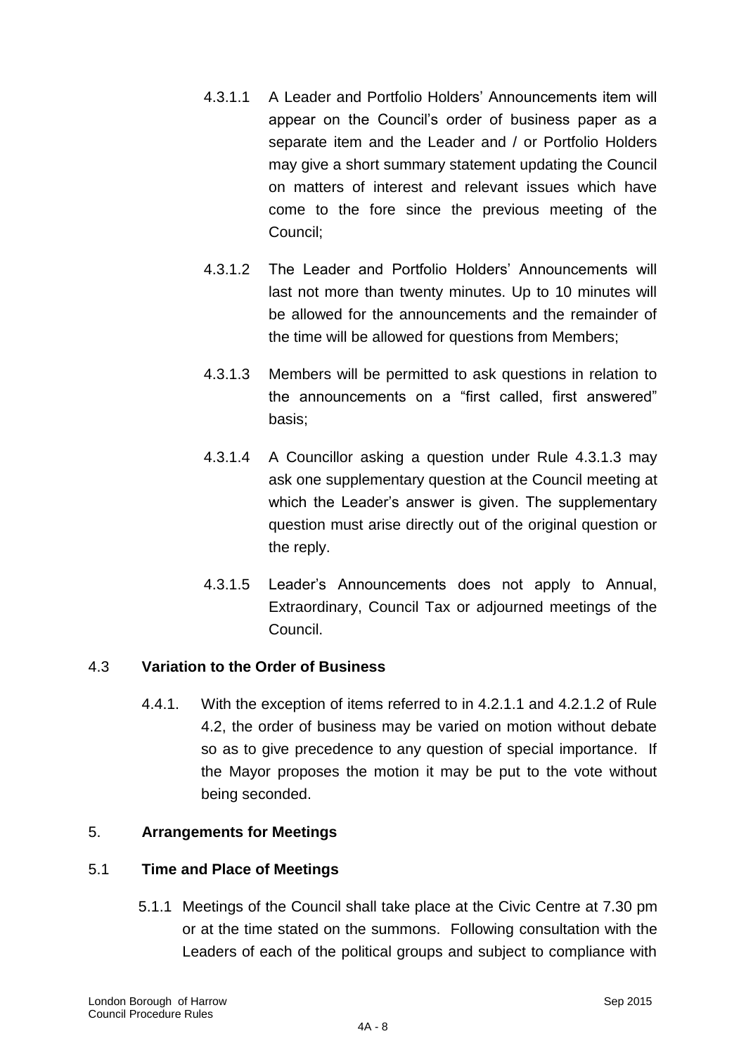4.3.1.1 A Leader and Portfolio Holders' Announcements item will appear on the Council's order of business paper as a separate item and the Leader and / or Portfolio Holders may give a short summary statement updating the Council on matters of interest and relevant issues which have come to the fore since the previous meeting of the Council;

4.3.1.2 The Leader and Portfolio Holders' Announcements will last not more than twenty minutes. Up to 10 minutes will be allowed for the announcements and the remainder of the time will be allowed for questions from Members;

4.3.1.3 Members will be permitted to ask questions in relation to the announcements on a "first called, first answered" basis;

4.3.1.4 A Councillor asking a question under Rule 4.3.1.3 may ask one supplementary question at the Council meeting at which the Leader's answer is given. The supplementary question must arise directly out of the original question or the reply.

4.3.1.5 Leader's Announcements does not apply to Annual, Extraordinary, Council Tax or adjourned meetings of the Council.

## 4.3 **Variation to the Order of Business**

4.4.1. With the exception of items referred to in 4.2.1.1 and 4.2.1.2 of Rule 4.2, the order of business may be varied on motion without debate so as to give precedence to any question of special importance. If the Mayor proposes the motion it may be put to the vote without being seconded.

## 5. **Arrangements for Meetings**

## 5.1 **Time and Place of Meetings**

5.1.1 Meetings of the Council shall take place at the Civic Centre at 7.30 pm or at the time stated on the summons. Following consultation with the Leaders of each of the political groups and subject to compliance with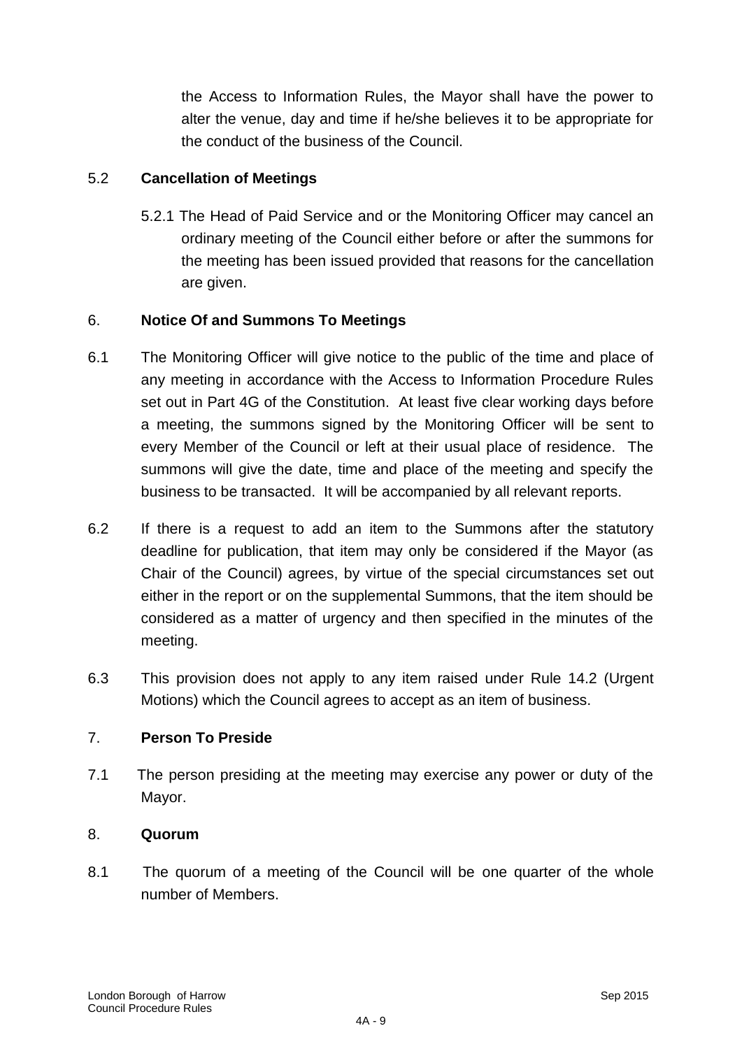the Access to Information Rules, the Mayor shall have the power to alter the venue, day and time if he/she believes it to be appropriate for the conduct of the business of the Council.

5.2 **Cancellation of Meetings**

5.2.1 The Head of Paid Service and or the Monitoring Officer may cancel an ordinary meeting of the Council either before or after the summons for the meeting has been issued provided that reasons for the cancellation are given.

6. **Notice Of and Summons To Meetings**

6.1 The Monitoring Officer will give notice to the public of the time and place of any meeting in accordance with the Access to Information Procedure Rules set out in Part 4G of the Constitution. At least five clear working days before a meeting, the summons signed by the Monitoring Officer will be sent to every Member of the Council or left at their usual place of residence. The summons will give the date, time and place of the meeting and specify the business to be transacted. It will be accompanied by all relevant reports.

6.2 If there is a request to add an item to the Summons after the statutory deadline for publication, that item may only be considered if the Mayor (as Chair of the Council) agrees, by virtue of the special circumstances set out either in the report or on the supplemental Summons, that the item should be considered as a matter of urgency and then specified in the minutes of the meeting.

6.3 This provision does not apply to any item raised under Rule 14.2 (Urgent Motions) which the Council agrees to accept as an item of business.

7. **Person To Preside**

7.1 The person presiding at the meeting may exercise any power or duty of the Mayor.

8. **Quorum**

8.1 The quorum of a meeting of the Council will be one quarter of the whole number of Members.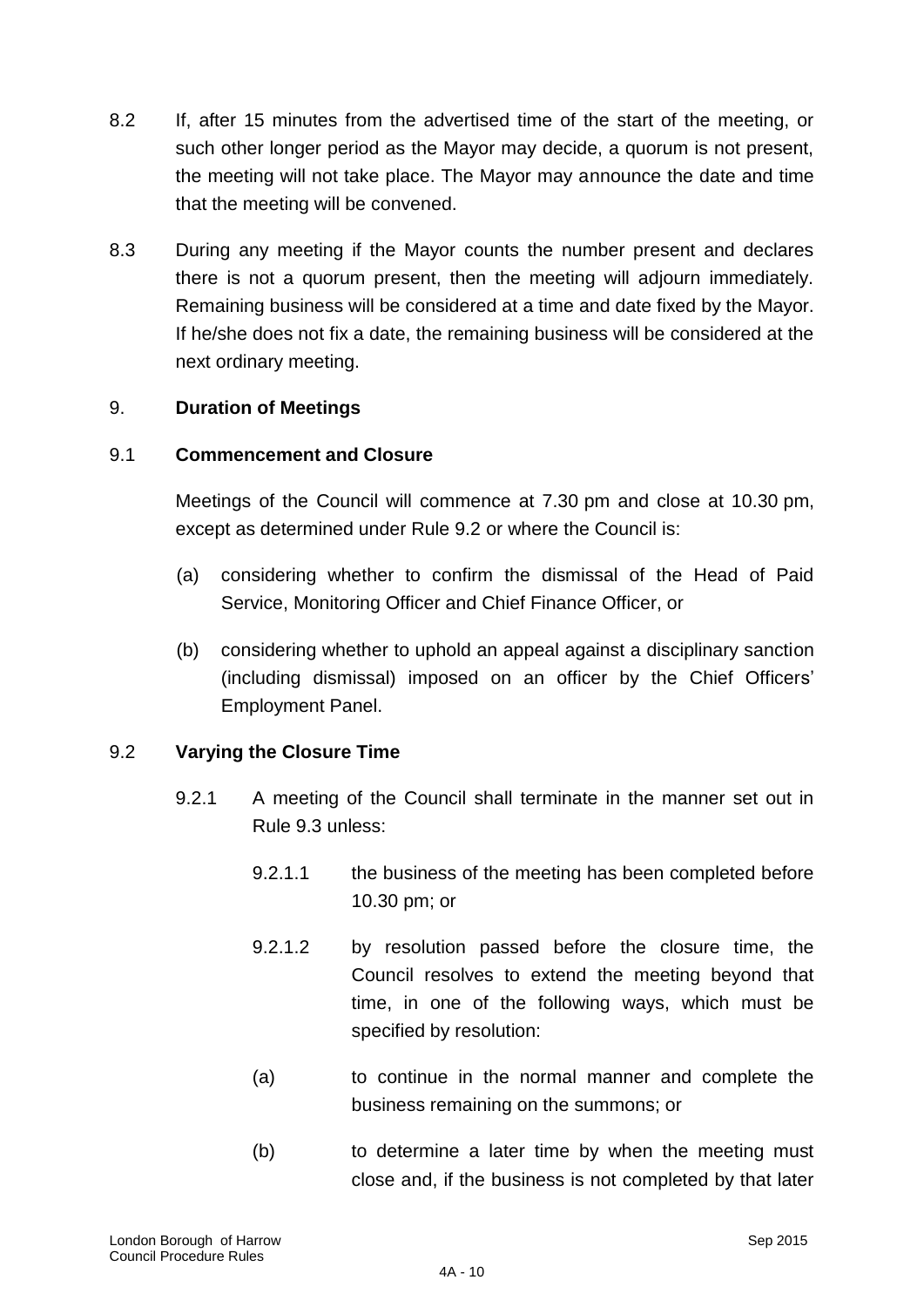8.2 If, after 15 minutes from the advertised time of the start of the meeting, or such other longer period as the Mayor may decide, a quorum is not present, the meeting will not take place. The Mayor may announce the date and time that the meeting will be convened.

8.3 During any meeting if the Mayor counts the number present and declares there is not a quorum present, then the meeting will adjourn immediately. Remaining business will be considered at a time and date fixed by the Mayor. If he/she does not fix a date, the remaining business will be considered at the next ordinary meeting.

## 9. **Duration of Meetings**

### 9.1 **Commencement and Closure**

Meetings of the Council will commence at 7.30 pm and close at 10.30 pm, except as determined under Rule 9.2 or where the Council is:

(a) considering whether to confirm the dismissal of the Head of Paid Service, Monitoring Officer and Chief Finance Officer, or

(b) considering whether to uphold an appeal against a disciplinary sanction (including dismissal) imposed on an officer by the Chief Officers' Employment Panel.

### 9.2 **Varying the Closure Time**

9.2.1 A meeting of the Council shall terminate in the manner set out in Rule 9.3 unless:

9.2.1.1 the business of the meeting has been completed before 10.30 pm; or

9.2.1.2 by resolution passed before the closure time, the Council resolves to extend the meeting beyond that time, in one of the following ways, which must be specified by resolution:

(a) to continue in the normal manner and complete the business remaining on the summons; or

(b) to determine a later time by when the meeting must close and, if the business is not completed by that later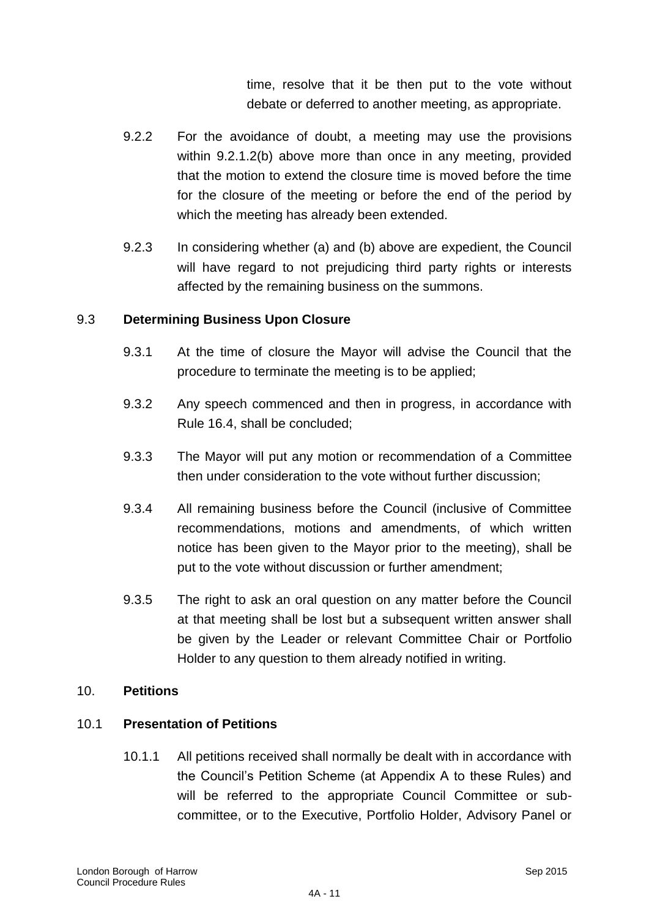time, resolve that it be then put to the vote without debate or deferred to another meeting, as appropriate.

9.2.2 For the avoidance of doubt, a meeting may use the provisions within 9.2.1.2(b) above more than once in any meeting, provided that the motion to extend the closure time is moved before the time for the closure of the meeting or before the end of the period by which the meeting has already been extended.

9.2.3 In considering whether (a) and (b) above are expedient, the Council will have regard to not prejudicing third party rights or interests affected by the remaining business on the summons.

## 9.3 Determining Business Upon Closure

9.3.1 At the time of closure the Mayor will advise the Council that the procedure to terminate the meeting is to be applied;

9.3.2 Any speech commenced and then in progress, in accordance with Rule 16.4, shall be concluded;

9.3.3 The Mayor will put any motion or recommendation of a Committee then under consideration to the vote without further discussion;

9.3.4 All remaining business before the Council (inclusive of Committee recommendations, motions and amendments, of which written notice has been given to the Mayor prior to the meeting), shall be put to the vote without discussion or further amendment;

9.3.5 The right to ask an oral question on any matter before the Council at that meeting shall be lost but a subsequent written answer shall be given by the Leader or relevant Committee Chair or Portfolio Holder to any question to them already notified in writing.

## 10. Petitions

## 10.1 Presentation of Petitions

10.1.1 All petitions received shall normally be dealt with in accordance with the Council's Petition Scheme (at Appendix A to these Rules) and will be referred to the appropriate Council Committee or sub-committee, or to the Executive, Portfolio Holder, Advisory Panel or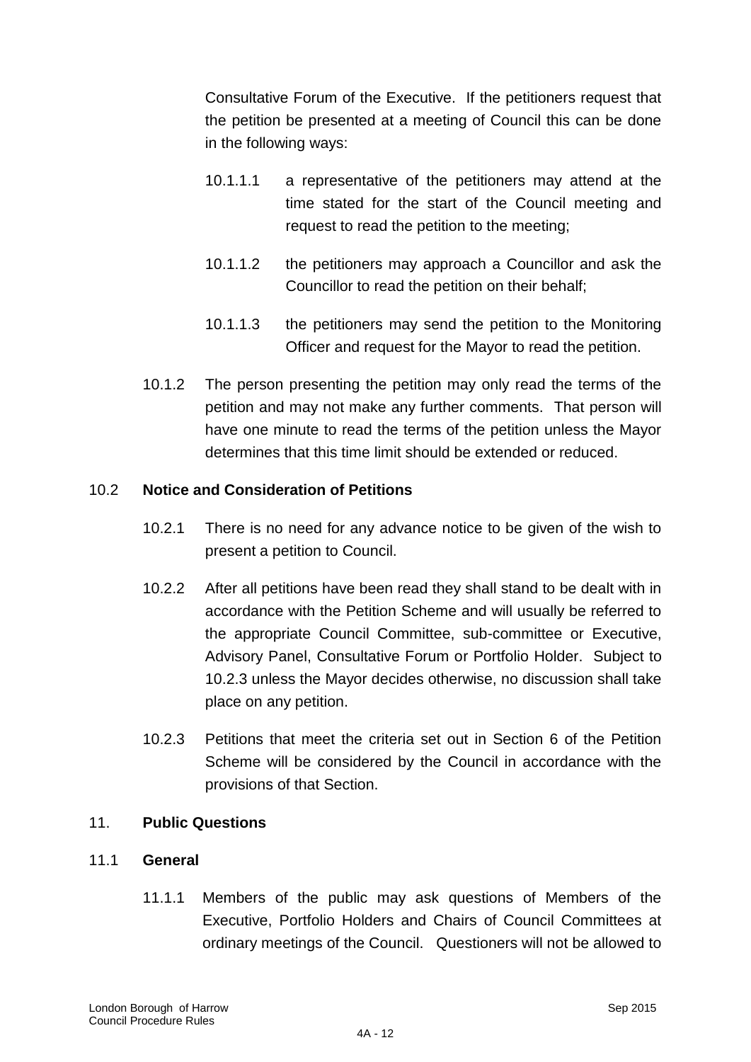Consultative Forum of the Executive. If the petitioners request that the petition be presented at a meeting of Council this can be done in the following ways:

10.1.1.1 a representative of the petitioners may attend at the time stated for the start of the Council meeting and request to read the petition to the meeting;

10.1.1.2 the petitioners may approach a Councillor and ask the Councillor to read the petition on their behalf;

10.1.1.3 the petitioners may send the petition to the Monitoring Officer and request for the Mayor to read the petition.

10.1.2 The person presenting the petition may only read the terms of the petition and may not make any further comments. That person will have one minute to read the terms of the petition unless the Mayor determines that this time limit should be extended or reduced.

10.2 **Notice and Consideration of Petitions**

10.2.1 There is no need for any advance notice to be given of the wish to present a petition to Council.

10.2.2 After all petitions have been read they shall stand to be dealt with in accordance with the Petition Scheme and will usually be referred to the appropriate Council Committee, sub-committee or Executive, Advisory Panel, Consultative Forum or Portfolio Holder. Subject to 10.2.3 unless the Mayor decides otherwise, no discussion shall take place on any petition.

10.2.3 Petitions that meet the criteria set out in Section 6 of the Petition Scheme will be considered by the Council in accordance with the provisions of that Section.

11. **Public Questions**

11.1 **General**

11.1.1 Members of the public may ask questions of Members of the Executive, Portfolio Holders and Chairs of Council Committees at ordinary meetings of the Council. Questioners will not be allowed to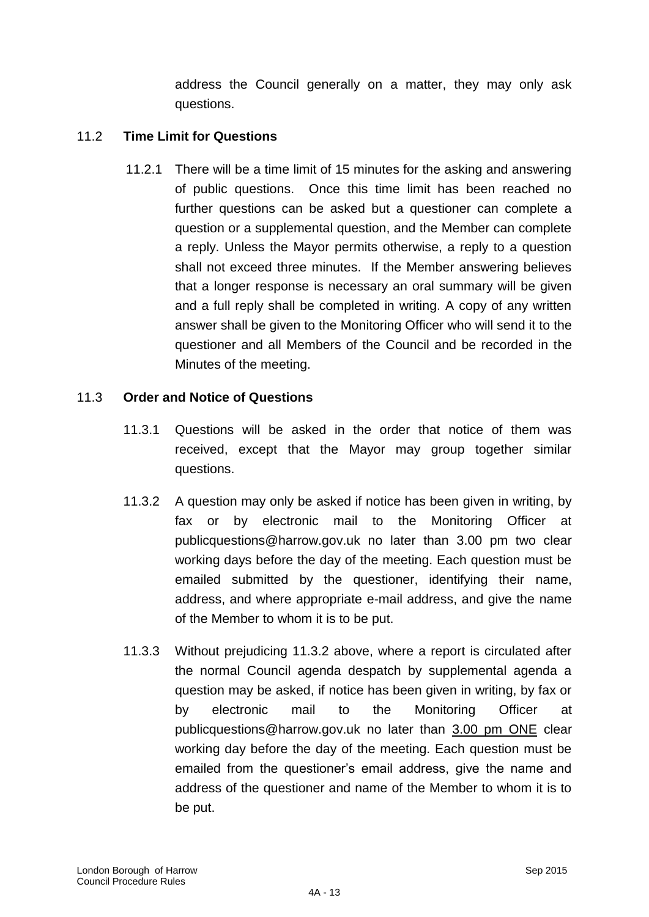address the Council generally on a matter, they may only ask questions.

## 11.2 **Time Limit for Questions**

11.2.1 There will be a time limit of 15 minutes for the asking and answering of public questions. Once this time limit has been reached no further questions can be asked but a questioner can complete a question or a supplemental question, and the Member can complete a reply. Unless the Mayor permits otherwise, a reply to a question shall not exceed three minutes. If the Member answering believes that a longer response is necessary an oral summary will be given and a full reply shall be completed in writing. A copy of any written answer shall be given to the Monitoring Officer who will send it to the questioner and all Members of the Council and be recorded in the Minutes of the meeting.

## 11.3 **Order and Notice of Questions**

11.3.1 Questions will be asked in the order that notice of them was received, except that the Mayor may group together similar questions.

11.3.2 A question may only be asked if notice has been given in writing, by fax or by electronic mail to the Monitoring Officer at publicquestions@harrow.gov.uk no later than 3.00 pm two clear working days before the day of the meeting. Each question must be emailed submitted by the questioner, identifying their name, address, and where appropriate e-mail address, and give the name of the Member to whom it is to be put.

11.3.3 Without prejudicing 11.3.2 above, where a report is circulated after the normal Council agenda despatch by supplemental agenda a question may be asked, if notice has been given in writing, by fax or by electronic mail to the Monitoring Officer at publicquestions@harrow.gov.uk no later than 3.00 pm ONE clear working day before the day of the meeting. Each question must be emailed from the questioner's email address, give the name and address of the questioner and name of the Member to whom it is to be put.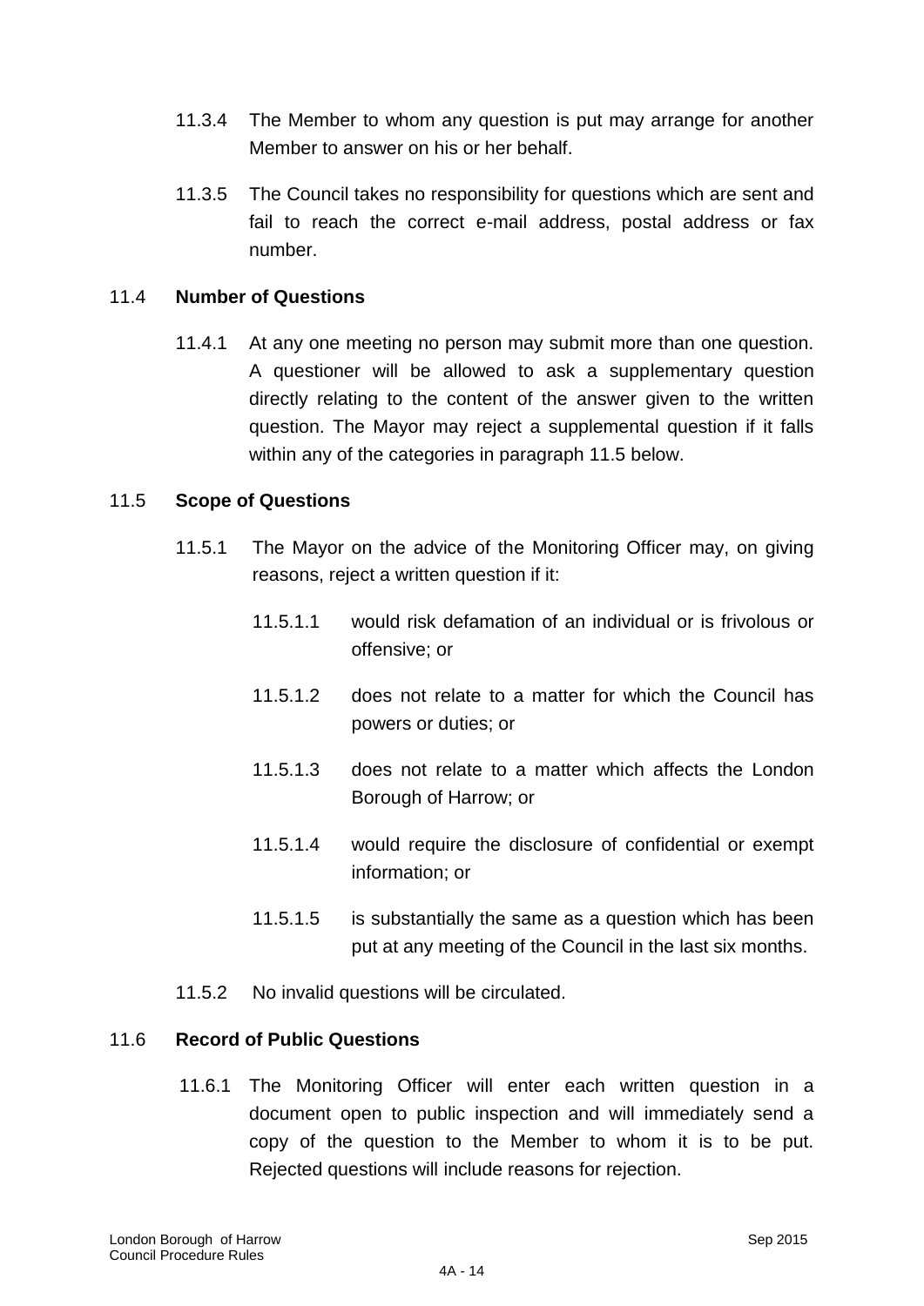11.3.4 The Member to whom any question is put may arrange for another Member to answer on his or her behalf.

11.3.5 The Council takes no responsibility for questions which are sent and fail to reach the correct e-mail address, postal address or fax number.

### 11.4 Number of Questions

11.4.1 At any one meeting no person may submit more than one question. A questioner will be allowed to ask a supplementary question directly relating to the content of the answer given to the written question. The Mayor may reject a supplemental question if it falls within any of the categories in paragraph 11.5 below.

### 11.5 Scope of Questions

11.5.1 The Mayor on the advice of the Monitoring Officer may, on giving reasons, reject a written question if it:

11.5.1.1 would risk defamation of an individual or is frivolous or offensive; or

11.5.1.2 does not relate to a matter for which the Council has powers or duties; or

11.5.1.3 does not relate to a matter which affects the London Borough of Harrow; or

11.5.1.4 would require the disclosure of confidential or exempt information; or

11.5.1.5 is substantially the same as a question which has been put at any meeting of the Council in the last six months.

11.5.2 No invalid questions will be circulated.

### 11.6 Record of Public Questions

11.6.1 The Monitoring Officer will enter each written question in a document open to public inspection and will immediately send a copy of the question to the Member to whom it is to be put. Rejected questions will include reasons for rejection.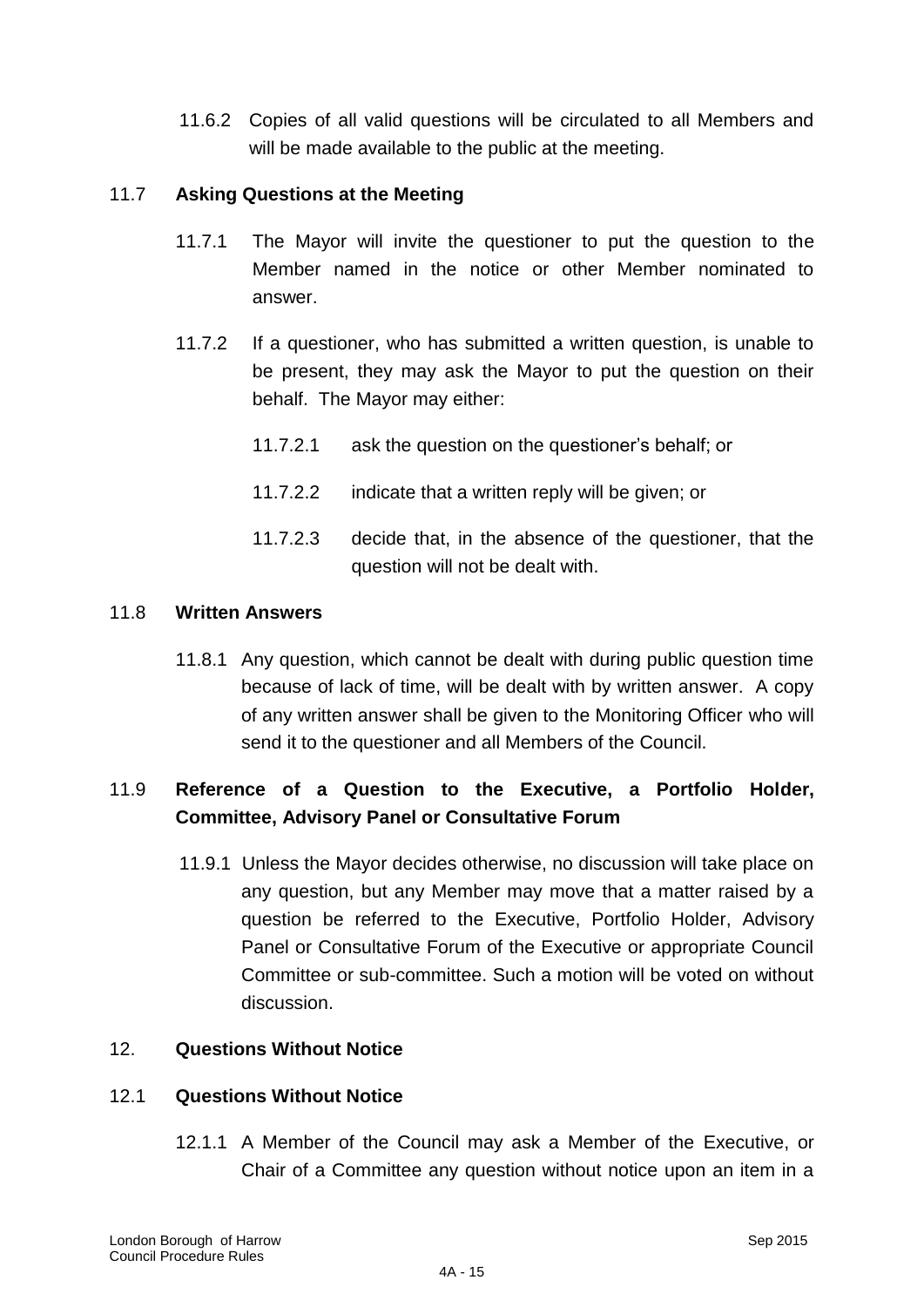11.6.2 Copies of all valid questions will be circulated to all Members and will be made available to the public at the meeting.

### 11.7 Asking Questions at the Meeting

11.7.1 The Mayor will invite the questioner to put the question to the Member named in the notice or other Member nominated to answer.

11.7.2 If a questioner, who has submitted a written question, is unable to be present, they may ask the Mayor to put the question on their behalf. The Mayor may either:

11.7.2.1 ask the question on the questioner's behalf; or

11.7.2.2 indicate that a written reply will be given; or

11.7.2.3 decide that, in the absence of the questioner, that the question will not be dealt with.

### 11.8 Written Answers

11.8.1 Any question, which cannot be dealt with during public question time because of lack of time, will be dealt with by written answer. A copy of any written answer shall be given to the Monitoring Officer who will send it to the questioner and all Members of the Council.

### 11.9 Reference of a Question to the Executive, a Portfolio Holder, Committee, Advisory Panel or Consultative Forum

11.9.1 Unless the Mayor decides otherwise, no discussion will take place on any question, but any Member may move that a matter raised by a question be referred to the Executive, Portfolio Holder, Advisory Panel or Consultative Forum of the Executive or appropriate Council Committee or sub-committee. Such a motion will be voted on without discussion.

## 12. Questions Without Notice

### 12.1 Questions Without Notice

12.1.1 A Member of the Council may ask a Member of the Executive, or Chair of a Committee any question without notice upon an item in a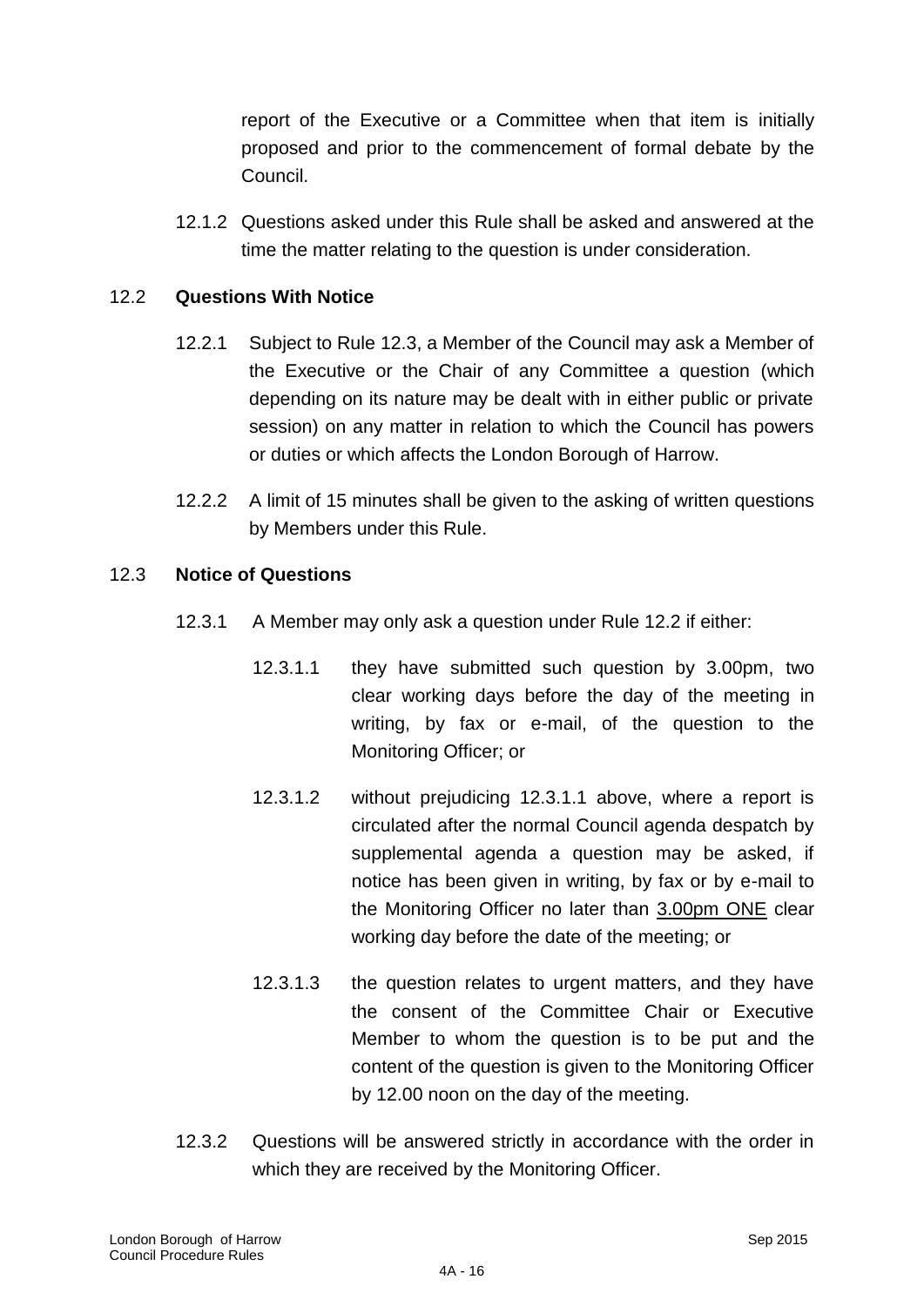report of the Executive or a Committee when that item is initially proposed and prior to the commencement of formal debate by the Council.

12.1.2 Questions asked under this Rule shall be asked and answered at the time the matter relating to the question is under consideration.

12.2 **Questions With Notice**

12.2.1 Subject to Rule 12.3, a Member of the Council may ask a Member of the Executive or the Chair of any Committee a question (which depending on its nature may be dealt with in either public or private session) on any matter in relation to which the Council has powers or duties or which affects the London Borough of Harrow.

12.2.2 A limit of 15 minutes shall be given to the asking of written questions by Members under this Rule.

12.3 **Notice of Questions**

12.3.1 A Member may only ask a question under Rule 12.2 if either:

12.3.1.1 they have submitted such question by 3.00pm, two clear working days before the day of the meeting in writing, by fax or e-mail, of the question to the Monitoring Officer; or

12.3.1.2 without prejudicing 12.3.1.1 above, where a report is circulated after the normal Council agenda despatch by supplemental agenda a question may be asked, if notice has been given in writing, by fax or by e-mail to the Monitoring Officer no later than 3.00pm ONE clear working day before the date of the meeting; or

12.3.1.3 the question relates to urgent matters, and they have the consent of the Committee Chair or Executive Member to whom the question is to be put and the content of the question is given to the Monitoring Officer by 12.00 noon on the day of the meeting.

12.3.2 Questions will be answered strictly in accordance with the order in which they are received by the Monitoring Officer.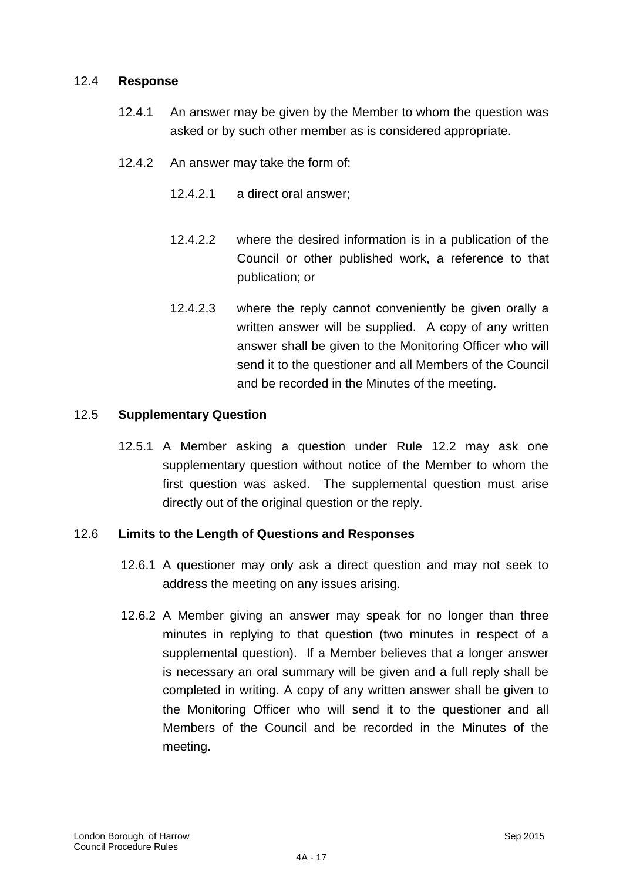### 12.4 **Response**

12.4.1 An answer may be given by the Member to whom the question was asked or by such other member as is considered appropriate.

12.4.2 An answer may take the form of:

12.4.2.1 a direct oral answer;

12.4.2.2 where the desired information is in a publication of the Council or other published work, a reference to that publication; or

12.4.2.3 where the reply cannot conveniently be given orally a written answer will be supplied. A copy of any written answer shall be given to the Monitoring Officer who will send it to the questioner and all Members of the Council and be recorded in the Minutes of the meeting.

### 12.5 **Supplementary Question**

12.5.1 A Member asking a question under Rule 12.2 may ask one supplementary question without notice of the Member to whom the first question was asked. The supplemental question must arise directly out of the original question or the reply.

### 12.6 **Limits to the Length of Questions and Responses**

12.6.1 A questioner may only ask a direct question and may not seek to address the meeting on any issues arising.

12.6.2 A Member giving an answer may speak for no longer than three minutes in replying to that question (two minutes in respect of a supplemental question). If a Member believes that a longer answer is necessary an oral summary will be given and a full reply shall be completed in writing. A copy of any written answer shall be given to the Monitoring Officer who will send it to the questioner and all Members of the Council and be recorded in the Minutes of the meeting.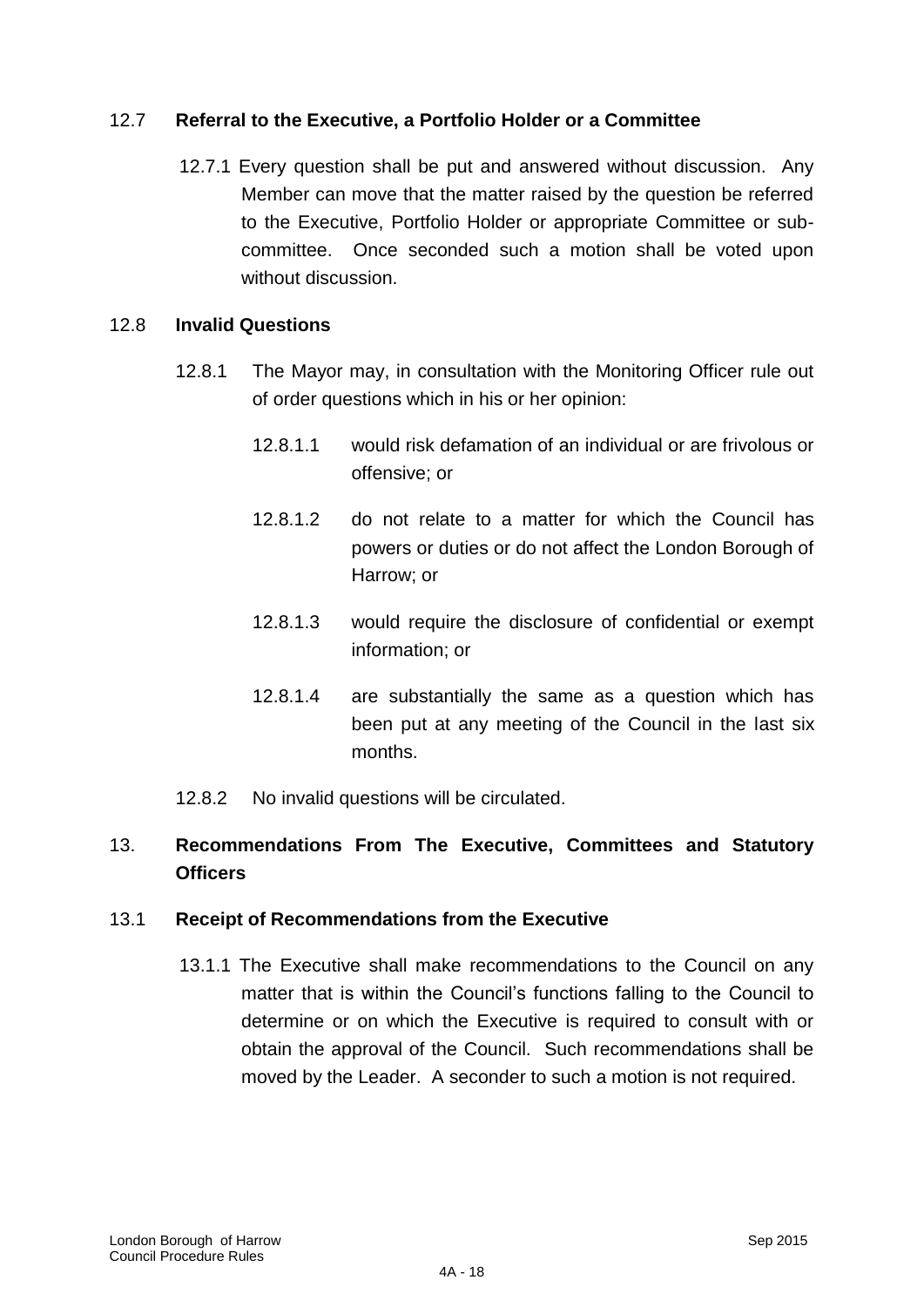### 12.7 **Referral to the Executive, a Portfolio Holder or a Committee**

12.7.1 Every question shall be put and answered without discussion. Any Member can move that the matter raised by the question be referred to the Executive, Portfolio Holder or appropriate Committee or sub-committee. Once seconded such a motion shall be voted upon without discussion.

### 12.8 **Invalid Questions**

12.8.1 The Mayor may, in consultation with the Monitoring Officer rule out of order questions which in his or her opinion:

12.8.1.1 would risk defamation of an individual or are frivolous or offensive; or

12.8.1.2 do not relate to a matter for which the Council has powers or duties or do not affect the London Borough of Harrow; or

12.8.1.3 would require the disclosure of confidential or exempt information; or

12.8.1.4 are substantially the same as a question which has been put at any meeting of the Council in the last six months.

12.8.2 No invalid questions will be circulated.

## 13. **Recommendations From The Executive, Committees and Statutory Officers**

### 13.1 **Receipt of Recommendations from the Executive**

13.1.1 The Executive shall make recommendations to the Council on any matter that is within the Council's functions falling to the Council to determine or on which the Executive is required to consult with or obtain the approval of the Council. Such recommendations shall be moved by the Leader. A seconder to such a motion is not required.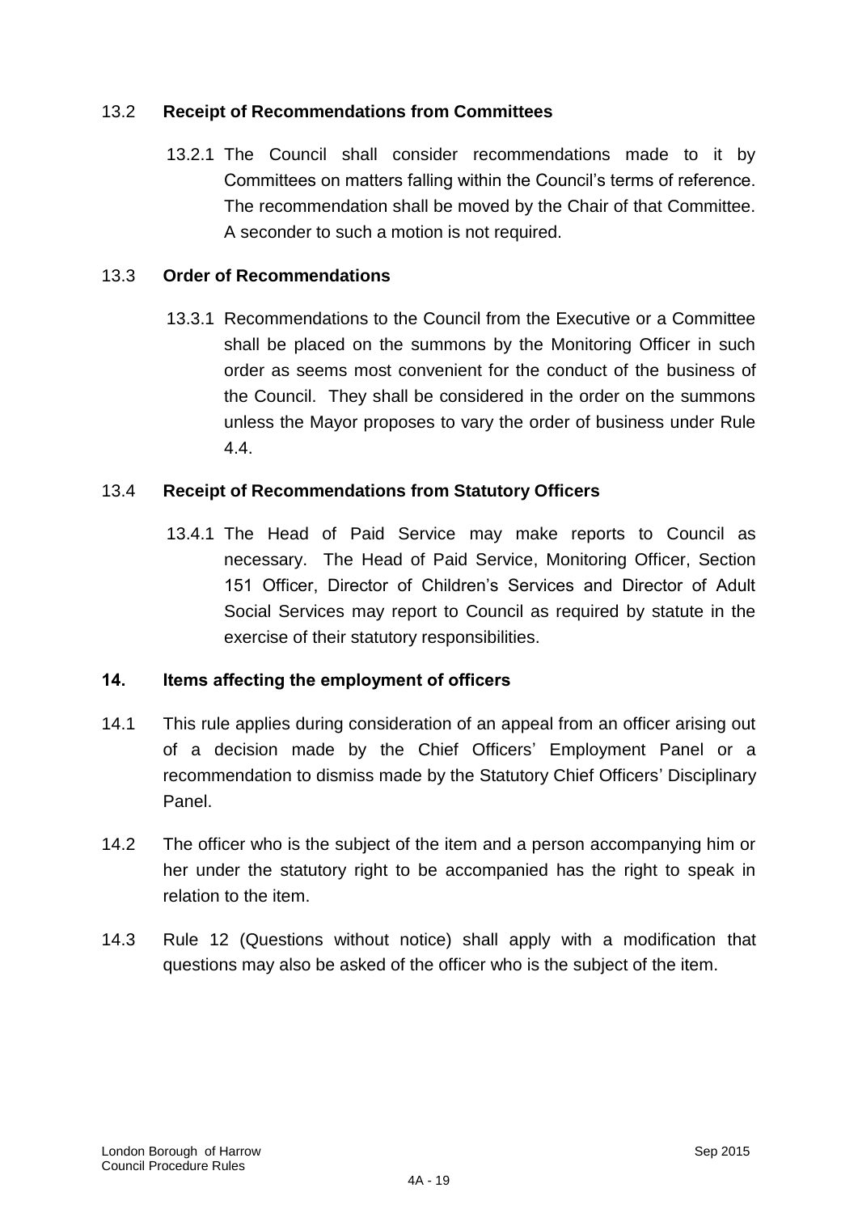### 13.2 Receipt of Recommendations from Committees

13.2.1 The Council shall consider recommendations made to it by Committees on matters falling within the Council's terms of reference. The recommendation shall be moved by the Chair of that Committee. A seconder to such a motion is not required.

### 13.3 Order of Recommendations

13.3.1 Recommendations to the Council from the Executive or a Committee shall be placed on the summons by the Monitoring Officer in such order as seems most convenient for the conduct of the business of the Council. They shall be considered in the order on the summons unless the Mayor proposes to vary the order of business under Rule 4.4.

### 13.4 Receipt of Recommendations from Statutory Officers

13.4.1 The Head of Paid Service may make reports to Council as necessary. The Head of Paid Service, Monitoring Officer, Section 151 Officer, Director of Children's Services and Director of Adult Social Services may report to Council as required by statute in the exercise of their statutory responsibilities.

## 14. Items affecting the employment of officers

14.1 This rule applies during consideration of an appeal from an officer arising out of a decision made by the Chief Officers' Employment Panel or a recommendation to dismiss made by the Statutory Chief Officers' Disciplinary Panel.

14.2 The officer who is the subject of the item and a person accompanying him or her under the statutory right to be accompanied has the right to speak in relation to the item.

14.3 Rule 12 (Questions without notice) shall apply with a modification that questions may also be asked of the officer who is the subject of the item.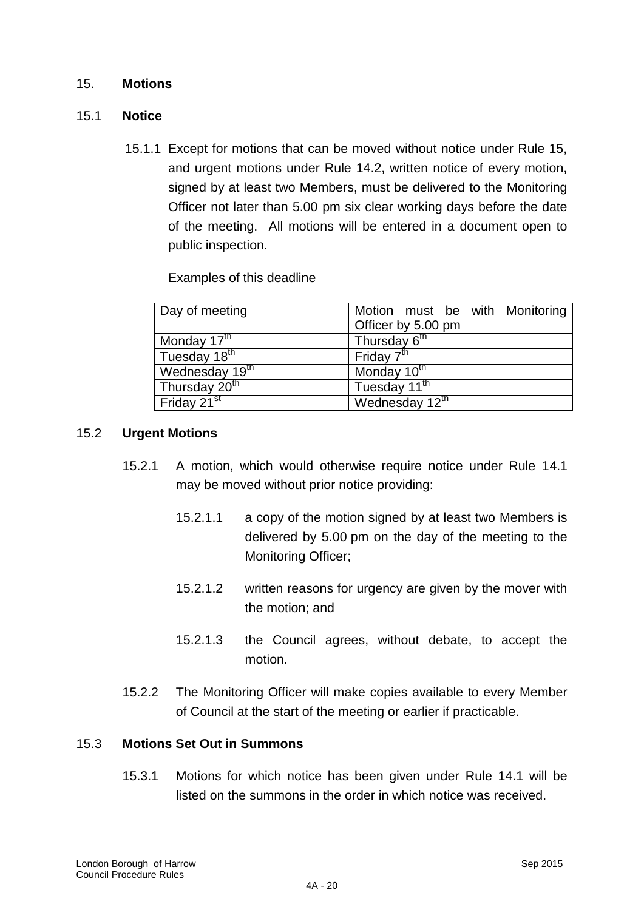## 15. **Motions**

### 15.1 **Notice**

15.1.1 Except for motions that can be moved without notice under Rule 15, and urgent motions under Rule 14.2, written notice of every motion, signed by at least two Members, must be delivered to the Monitoring Officer not later than 5.00 pm six clear working days before the date of the meeting. All motions will be entered in a document open to public inspection.

Examples of this deadline

| Day of meeting | Motion must be with Monitoring Officer by 5.00 pm |
|---|---|
| Monday 17th | Thursday 6th |
| Tuesday 18th | Friday 7th |
| Wednesday 19th | Monday 10th |
| Thursday 20th | Tuesday 11th |
| Friday 21st | Wednesday 12th |

### 15.2 **Urgent Motions**

15.2.1 A motion, which would otherwise require notice under Rule 14.1 may be moved without prior notice providing:

15.2.1.1 a copy of the motion signed by at least two Members is delivered by 5.00 pm on the day of the meeting to the Monitoring Officer;

15.2.1.2 written reasons for urgency are given by the mover with the motion; and

15.2.1.3 the Council agrees, without debate, to accept the motion.

15.2.2 The Monitoring Officer will make copies available to every Member of Council at the start of the meeting or earlier if practicable.

### 15.3 **Motions Set Out in Summons**

15.3.1 Motions for which notice has been given under Rule 14.1 will be listed on the summons in the order in which notice was received.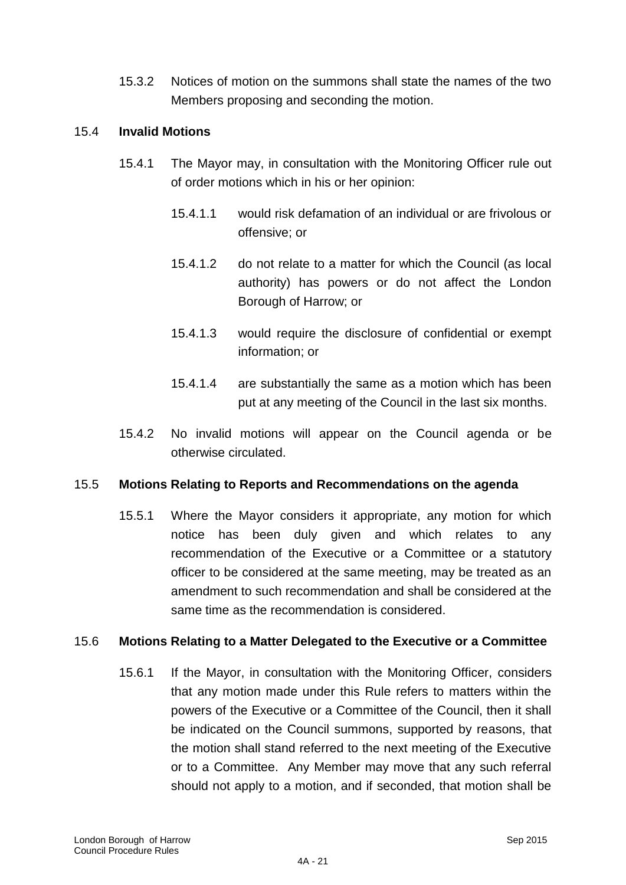15.3.2 Notices of motion on the summons shall state the names of the two Members proposing and seconding the motion.

### 15.4 **Invalid Motions**

15.4.1 The Mayor may, in consultation with the Monitoring Officer rule out of order motions which in his or her opinion:

15.4.1.1 would risk defamation of an individual or are frivolous or offensive; or

15.4.1.2 do not relate to a matter for which the Council (as local authority) has powers or do not affect the London Borough of Harrow; or

15.4.1.3 would require the disclosure of confidential or exempt information; or

15.4.1.4 are substantially the same as a motion which has been put at any meeting of the Council in the last six months.

15.4.2 No invalid motions will appear on the Council agenda or be otherwise circulated.

### 15.5 **Motions Relating to Reports and Recommendations on the agenda**

15.5.1 Where the Mayor considers it appropriate, any motion for which notice has been duly given and which relates to any recommendation of the Executive or a Committee or a statutory officer to be considered at the same meeting, may be treated as an amendment to such recommendation and shall be considered at the same time as the recommendation is considered.

### 15.6 **Motions Relating to a Matter Delegated to the Executive or a Committee**

15.6.1 If the Mayor, in consultation with the Monitoring Officer, considers that any motion made under this Rule refers to matters within the powers of the Executive or a Committee of the Council, then it shall be indicated on the Council summons, supported by reasons, that the motion shall stand referred to the next meeting of the Executive or to a Committee. Any Member may move that any such referral should not apply to a motion, and if seconded, that motion shall be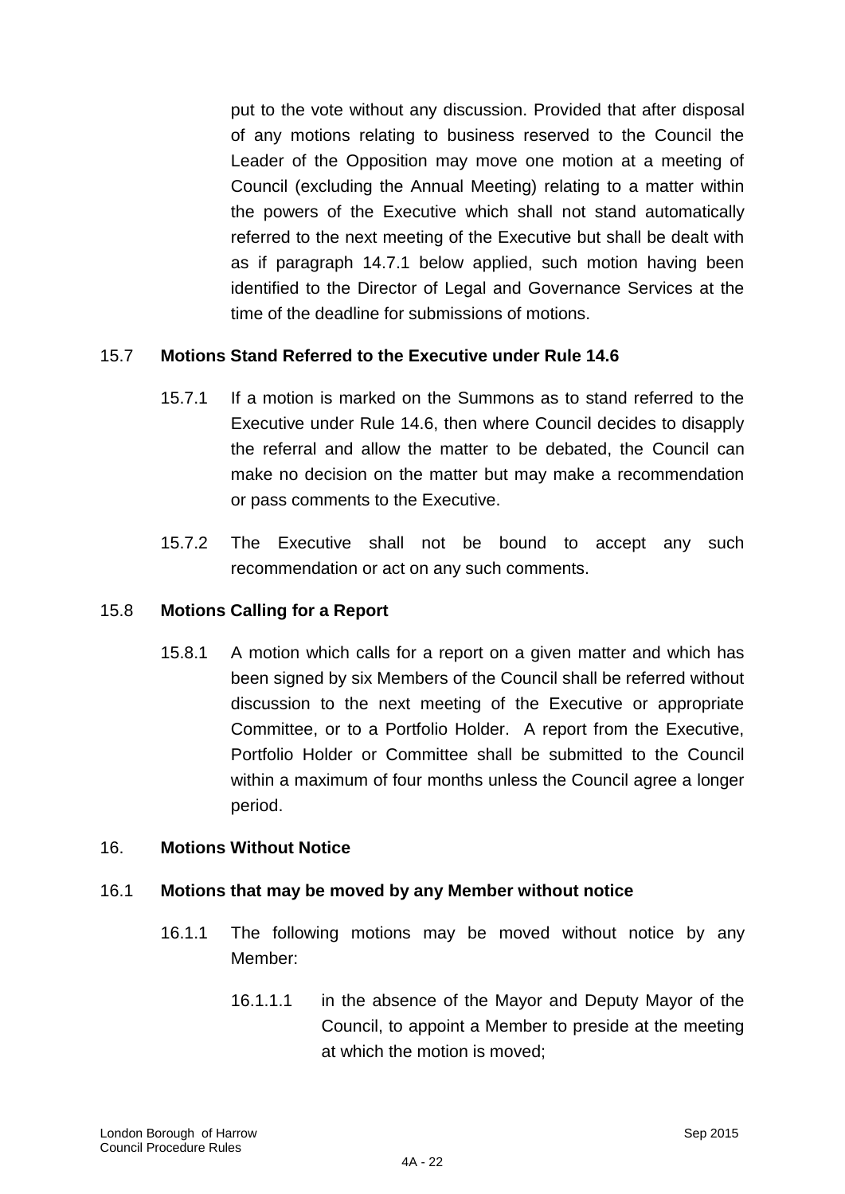put to the vote without any discussion. Provided that after disposal of any motions relating to business reserved to the Council the Leader of the Opposition may move one motion at a meeting of Council (excluding the Annual Meeting) relating to a matter within the powers of the Executive which shall not stand automatically referred to the next meeting of the Executive but shall be dealt with as if paragraph 14.7.1 below applied, such motion having been identified to the Director of Legal and Governance Services at the time of the deadline for submissions of motions.

### 15.7 Motions Stand Referred to the Executive under Rule 14.6

15.7.1 If a motion is marked on the Summons as to stand referred to the Executive under Rule 14.6, then where Council decides to disapply the referral and allow the matter to be debated, the Council can make no decision on the matter but may make a recommendation or pass comments to the Executive.

15.7.2 The Executive shall not be bound to accept any such recommendation or act on any such comments.

### 15.8 Motions Calling for a Report

15.8.1 A motion which calls for a report on a given matter and which has been signed by six Members of the Council shall be referred without discussion to the next meeting of the Executive or appropriate Committee, or to a Portfolio Holder. A report from the Executive, Portfolio Holder or Committee shall be submitted to the Council within a maximum of four months unless the Council agree a longer period.

## 16. Motions Without Notice

### 16.1 Motions that may be moved by any Member without notice

16.1.1 The following motions may be moved without notice by any Member:

16.1.1.1 in the absence of the Mayor and Deputy Mayor of the Council, to appoint a Member to preside at the meeting at which the motion is moved;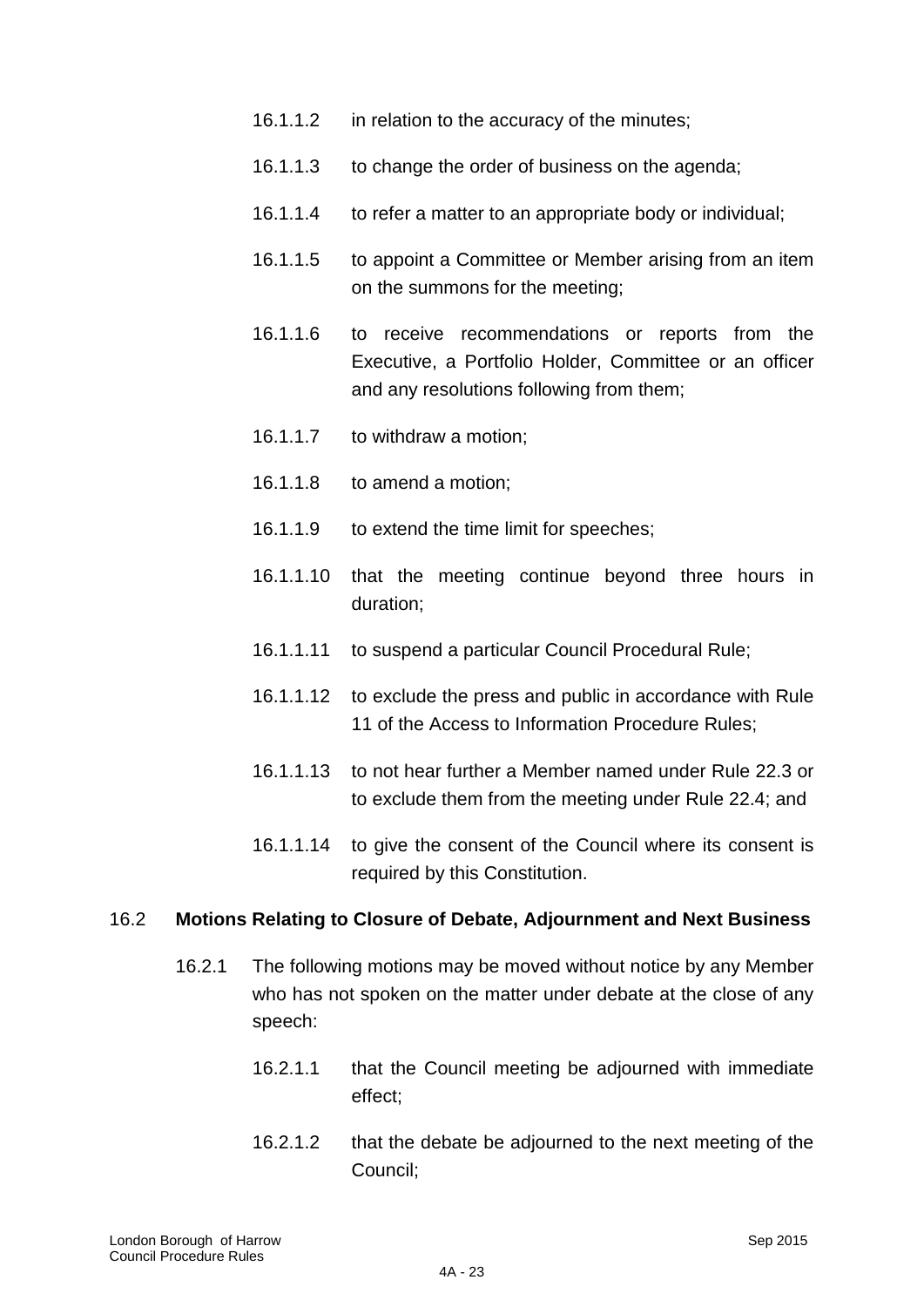16.1.1.2 in relation to the accuracy of the minutes;

16.1.1.3 to change the order of business on the agenda;

16.1.1.4 to refer a matter to an appropriate body or individual;

16.1.1.5 to appoint a Committee or Member arising from an item on the summons for the meeting;

16.1.1.6 to receive recommendations or reports from the Executive, a Portfolio Holder, Committee or an officer and any resolutions following from them;

16.1.1.7 to withdraw a motion;

16.1.1.8 to amend a motion;

16.1.1.9 to extend the time limit for speeches;

16.1.1.10 that the meeting continue beyond three hours in duration;

16.1.1.11 to suspend a particular Council Procedural Rule;

16.1.1.12 to exclude the press and public in accordance with Rule 11 of the Access to Information Procedure Rules;

16.1.1.13 to not hear further a Member named under Rule 22.3 or to exclude them from the meeting under Rule 22.4; and

16.1.1.14 to give the consent of the Council where its consent is required by this Constitution.

## 16.2 Motions Relating to Closure of Debate, Adjournment and Next Business

16.2.1 The following motions may be moved without notice by any Member who has not spoken on the matter under debate at the close of any speech:

16.2.1.1 that the Council meeting be adjourned with immediate effect;

16.2.1.2 that the debate be adjourned to the next meeting of the Council;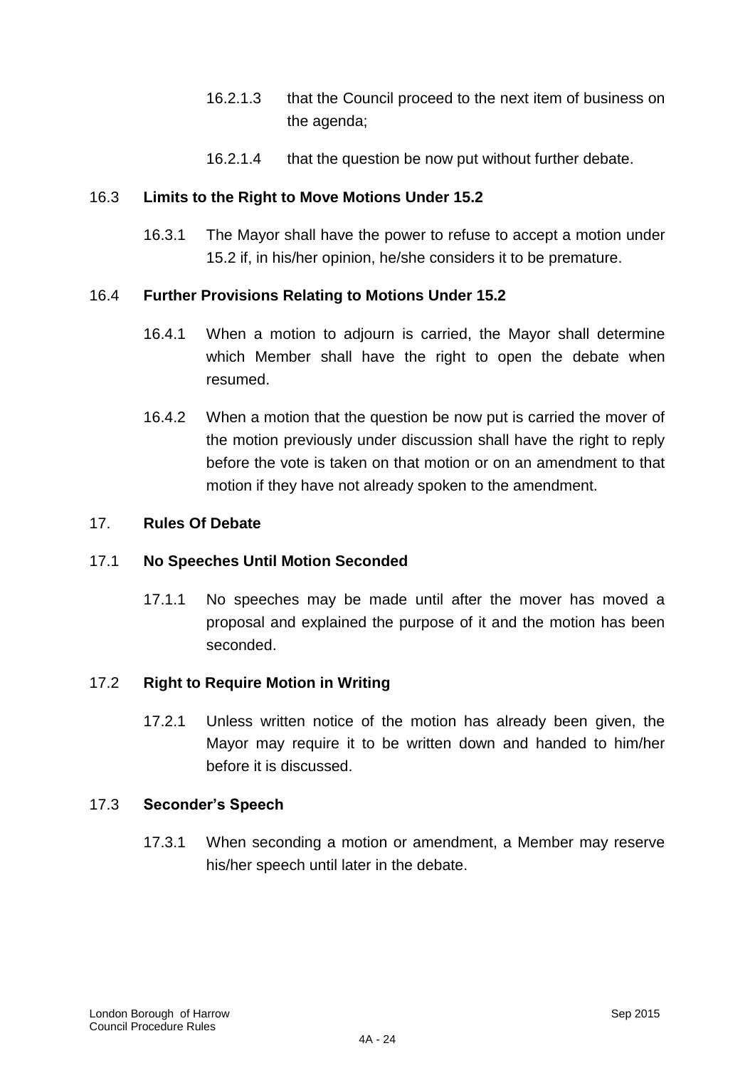16.2.1.3 that the Council proceed to the next item of business on the agenda;

16.2.1.4 that the question be now put without further debate.

### 16.3 Limits to the Right to Move Motions Under 15.2

16.3.1 The Mayor shall have the power to refuse to accept a motion under 15.2 if, in his/her opinion, he/she considers it to be premature.

### 16.4 Further Provisions Relating to Motions Under 15.2

16.4.1 When a motion to adjourn is carried, the Mayor shall determine which Member shall have the right to open the debate when resumed.

16.4.2 When a motion that the question be now put is carried the mover of the motion previously under discussion shall have the right to reply before the vote is taken on that motion or on an amendment to that motion if they have not already spoken to the amendment.

## 17. Rules Of Debate

### 17.1 No Speeches Until Motion Seconded

17.1.1 No speeches may be made until after the mover has moved a proposal and explained the purpose of it and the motion has been seconded.

### 17.2 Right to Require Motion in Writing

17.2.1 Unless written notice of the motion has already been given, the Mayor may require it to be written down and handed to him/her before it is discussed.

### 17.3 Seconder's Speech

17.3.1 When seconding a motion or amendment, a Member may reserve his/her speech until later in the debate.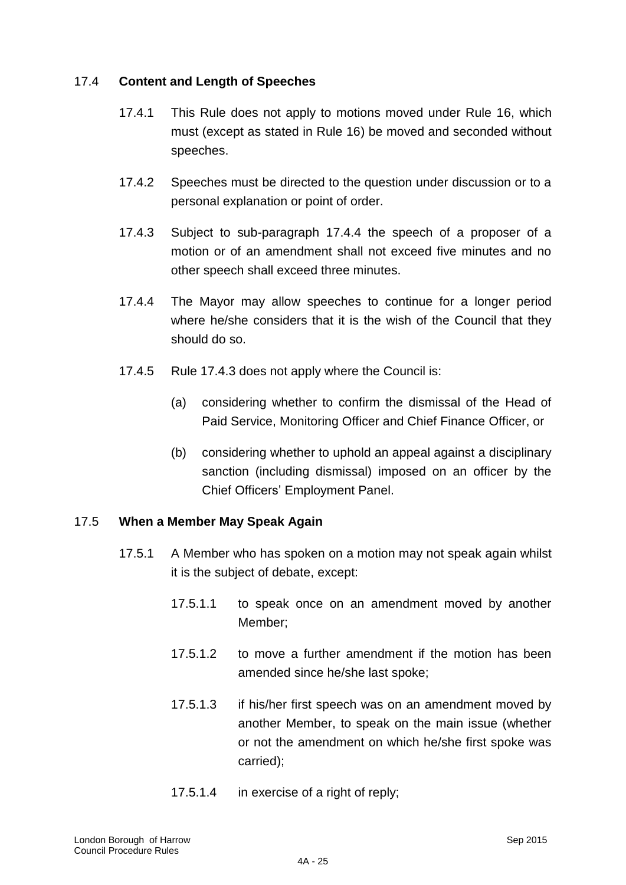### 17.4 **Content and Length of Speeches**

17.4.1 This Rule does not apply to motions moved under Rule 16, which must (except as stated in Rule 16) be moved and seconded without speeches.

17.4.2 Speeches must be directed to the question under discussion or to a personal explanation or point of order.

17.4.3 Subject to sub-paragraph 17.4.4 the speech of a proposer of a motion or of an amendment shall not exceed five minutes and no other speech shall exceed three minutes.

17.4.4 The Mayor may allow speeches to continue for a longer period where he/she considers that it is the wish of the Council that they should do so.

17.4.5 Rule 17.4.3 does not apply where the Council is:

(a) considering whether to confirm the dismissal of the Head of Paid Service, Monitoring Officer and Chief Finance Officer, or

(b) considering whether to uphold an appeal against a disciplinary sanction (including dismissal) imposed on an officer by the Chief Officers' Employment Panel.

### 17.5 **When a Member May Speak Again**

17.5.1 A Member who has spoken on a motion may not speak again whilst it is the subject of debate, except:

17.5.1.1 to speak once on an amendment moved by another Member;

17.5.1.2 to move a further amendment if the motion has been amended since he/she last spoke;

17.5.1.3 if his/her first speech was on an amendment moved by another Member, to speak on the main issue (whether or not the amendment on which he/she first spoke was carried);

17.5.1.4 in exercise of a right of reply;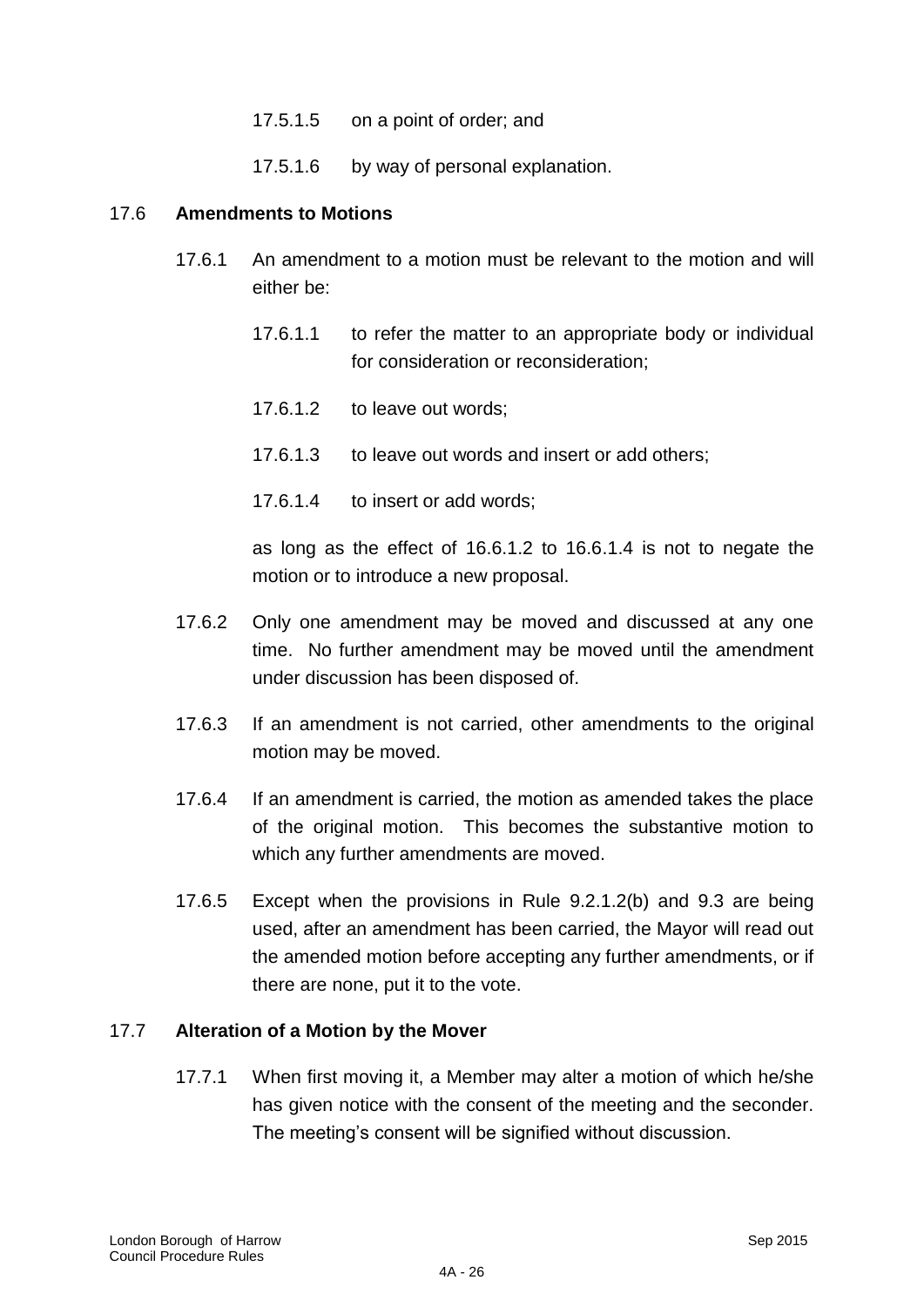17.5.1.5 on a point of order; and

17.5.1.6 by way of personal explanation.

## 17.6 Amendments to Motions

17.6.1 An amendment to a motion must be relevant to the motion and will either be:

17.6.1.1 to refer the matter to an appropriate body or individual for consideration or reconsideration;

17.6.1.2 to leave out words;

17.6.1.3 to leave out words and insert or add others;

17.6.1.4 to insert or add words;

as long as the effect of 16.6.1.2 to 16.6.1.4 is not to negate the motion or to introduce a new proposal.

17.6.2 Only one amendment may be moved and discussed at any one time. No further amendment may be moved until the amendment under discussion has been disposed of.

17.6.3 If an amendment is not carried, other amendments to the original motion may be moved.

17.6.4 If an amendment is carried, the motion as amended takes the place of the original motion. This becomes the substantive motion to which any further amendments are moved.

17.6.5 Except when the provisions in Rule 9.2.1.2(b) and 9.3 are being used, after an amendment has been carried, the Mayor will read out the amended motion before accepting any further amendments, or if there are none, put it to the vote.

## 17.7 Alteration of a Motion by the Mover

17.7.1 When first moving it, a Member may alter a motion of which he/she has given notice with the consent of the meeting and the seconder. The meeting's consent will be signified without discussion.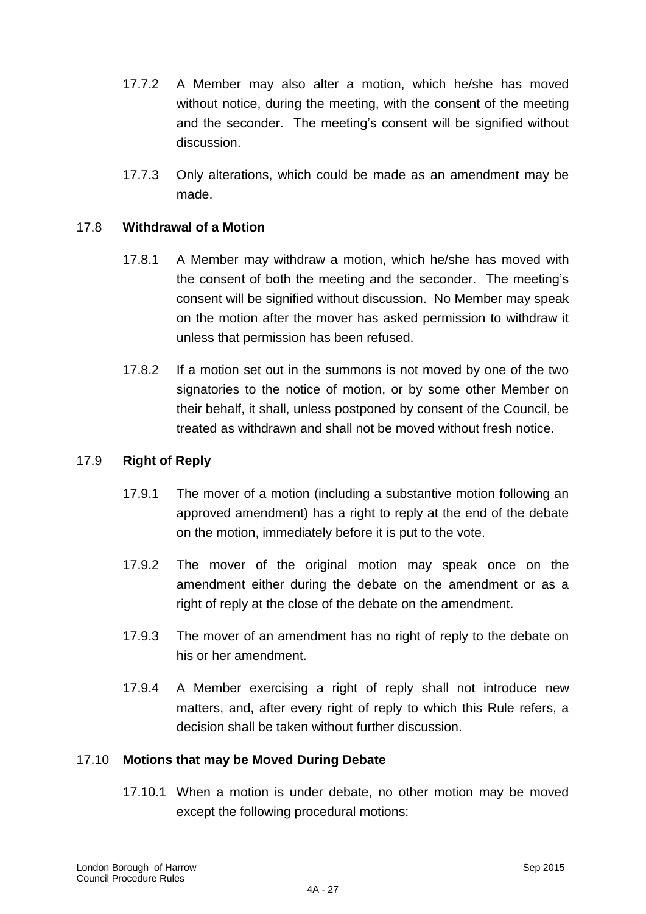17.7.2 A Member may also alter a motion, which he/she has moved without notice, during the meeting, with the consent of the meeting and the seconder. The meeting's consent will be signified without discussion.

17.7.3 Only alterations, which could be made as an amendment may be made.

### 17.8 Withdrawal of a Motion

17.8.1 A Member may withdraw a motion, which he/she has moved with the consent of both the meeting and the seconder. The meeting's consent will be signified without discussion. No Member may speak on the motion after the mover has asked permission to withdraw it unless that permission has been refused.

17.8.2 If a motion set out in the summons is not moved by one of the two signatories to the notice of motion, or by some other Member on their behalf, it shall, unless postponed by consent of the Council, be treated as withdrawn and shall not be moved without fresh notice.

### 17.9 Right of Reply

17.9.1 The mover of a motion (including a substantive motion following an approved amendment) has a right to reply at the end of the debate on the motion, immediately before it is put to the vote.

17.9.2 The mover of the original motion may speak once on the amendment either during the debate on the amendment or as a right of reply at the close of the debate on the amendment.

17.9.3 The mover of an amendment has no right of reply to the debate on his or her amendment.

17.9.4 A Member exercising a right of reply shall not introduce new matters, and, after every right of reply to which this Rule refers, a decision shall be taken without further discussion.

### 17.10 Motions that may be Moved During Debate

17.10.1 When a motion is under debate, no other motion may be moved except the following procedural motions: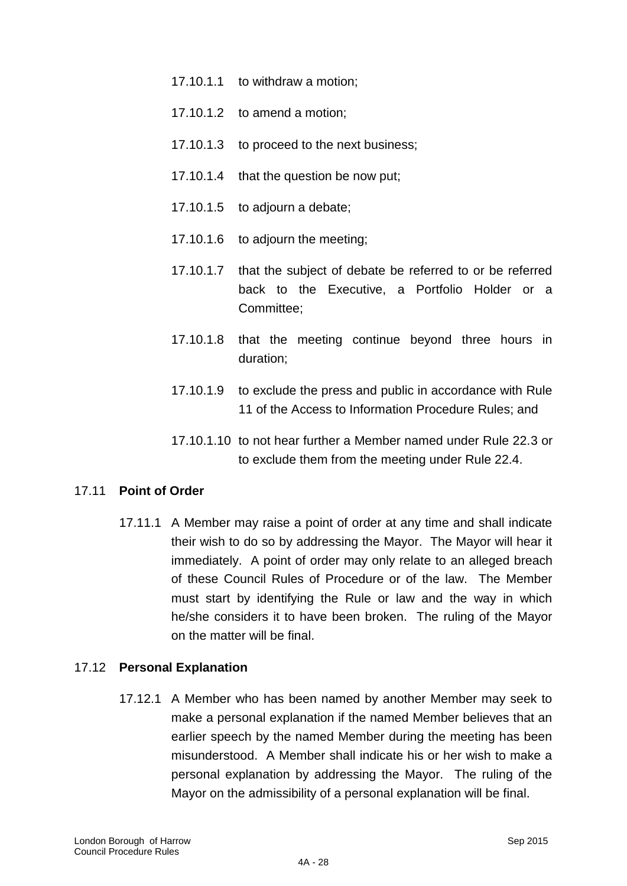17.10.1.1 to withdraw a motion;

17.10.1.2 to amend a motion;

17.10.1.3 to proceed to the next business;

17.10.1.4 that the question be now put;

17.10.1.5 to adjourn a debate;

17.10.1.6 to adjourn the meeting;

17.10.1.7 that the subject of debate be referred to or be referred back to the Executive, a Portfolio Holder or a Committee;

17.10.1.8 that the meeting continue beyond three hours in duration;

17.10.1.9 to exclude the press and public in accordance with Rule 11 of the Access to Information Procedure Rules; and

17.10.1.10 to not hear further a Member named under Rule 22.3 or to exclude them from the meeting under Rule 22.4.

17.11 **Point of Order**

17.11.1 A Member may raise a point of order at any time and shall indicate their wish to do so by addressing the Mayor. The Mayor will hear it immediately. A point of order may only relate to an alleged breach of these Council Rules of Procedure or of the law. The Member must start by identifying the Rule or law and the way in which he/she considers it to have been broken. The ruling of the Mayor on the matter will be final.

17.12 **Personal Explanation**

17.12.1 A Member who has been named by another Member may seek to make a personal explanation if the named Member believes that an earlier speech by the named Member during the meeting has been misunderstood. A Member shall indicate his or her wish to make a personal explanation by addressing the Mayor. The ruling of the Mayor on the admissibility of a personal explanation will be final.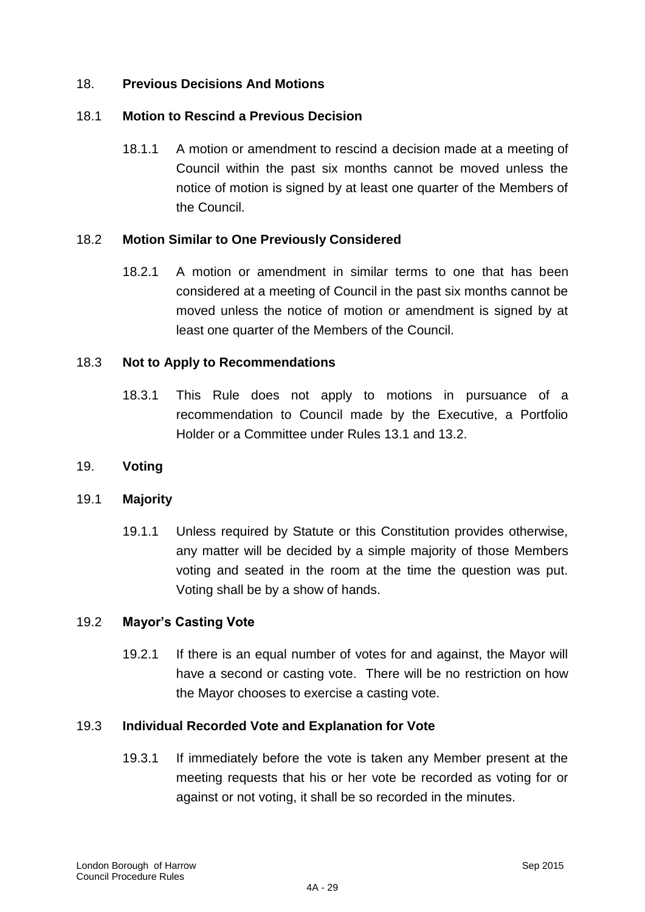## 18. Previous Decisions And Motions

### 18.1 Motion to Rescind a Previous Decision

18.1.1 A motion or amendment to rescind a decision made at a meeting of Council within the past six months cannot be moved unless the notice of motion is signed by at least one quarter of the Members of the Council.

### 18.2 Motion Similar to One Previously Considered

18.2.1 A motion or amendment in similar terms to one that has been considered at a meeting of Council in the past six months cannot be moved unless the notice of motion or amendment is signed by at least one quarter of the Members of the Council.

### 18.3 Not to Apply to Recommendations

18.3.1 This Rule does not apply to motions in pursuance of a recommendation to Council made by the Executive, a Portfolio Holder or a Committee under Rules 13.1 and 13.2.

## 19. Voting

### 19.1 Majority

19.1.1 Unless required by Statute or this Constitution provides otherwise, any matter will be decided by a simple majority of those Members voting and seated in the room at the time the question was put. Voting shall be by a show of hands.

### 19.2 Mayor's Casting Vote

19.2.1 If there is an equal number of votes for and against, the Mayor will have a second or casting vote. There will be no restriction on how the Mayor chooses to exercise a casting vote.

### 19.3 Individual Recorded Vote and Explanation for Vote

19.3.1 If immediately before the vote is taken any Member present at the meeting requests that his or her vote be recorded as voting for or against or not voting, it shall be so recorded in the minutes.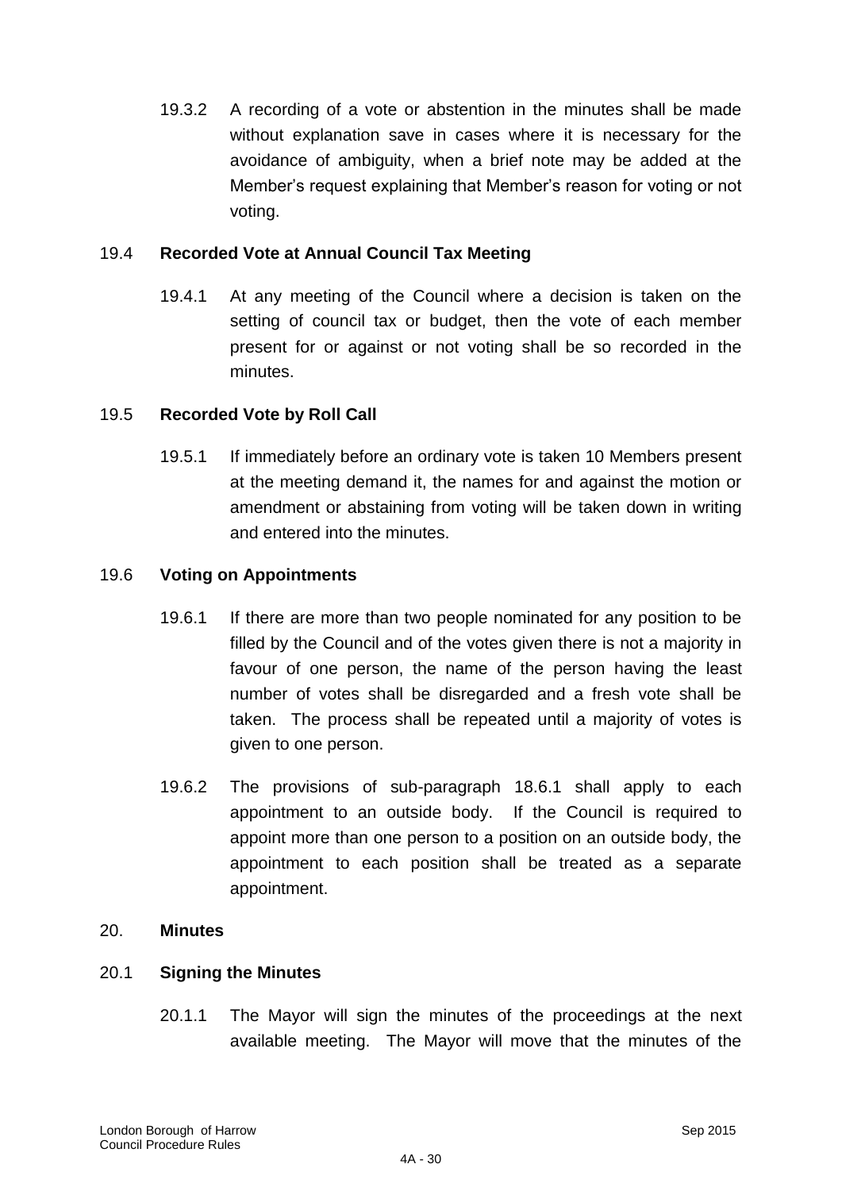19.3.2 A recording of a vote or abstention in the minutes shall be made without explanation save in cases where it is necessary for the avoidance of ambiguity, when a brief note may be added at the Member's request explaining that Member's reason for voting or not voting.

### 19.4 **Recorded Vote at Annual Council Tax Meeting**

19.4.1 At any meeting of the Council where a decision is taken on the setting of council tax or budget, then the vote of each member present for or against or not voting shall be so recorded in the minutes.

### 19.5 **Recorded Vote by Roll Call**

19.5.1 If immediately before an ordinary vote is taken 10 Members present at the meeting demand it, the names for and against the motion or amendment or abstaining from voting will be taken down in writing and entered into the minutes.

### 19.6 **Voting on Appointments**

19.6.1 If there are more than two people nominated for any position to be filled by the Council and of the votes given there is not a majority in favour of one person, the name of the person having the least number of votes shall be disregarded and a fresh vote shall be taken. The process shall be repeated until a majority of votes is given to one person.

19.6.2 The provisions of sub-paragraph 18.6.1 shall apply to each appointment to an outside body. If the Council is required to appoint more than one person to a position on an outside body, the appointment to each position shall be treated as a separate appointment.

## 20. **Minutes**

### 20.1 **Signing the Minutes**

20.1.1 The Mayor will sign the minutes of the proceedings at the next available meeting. The Mayor will move that the minutes of the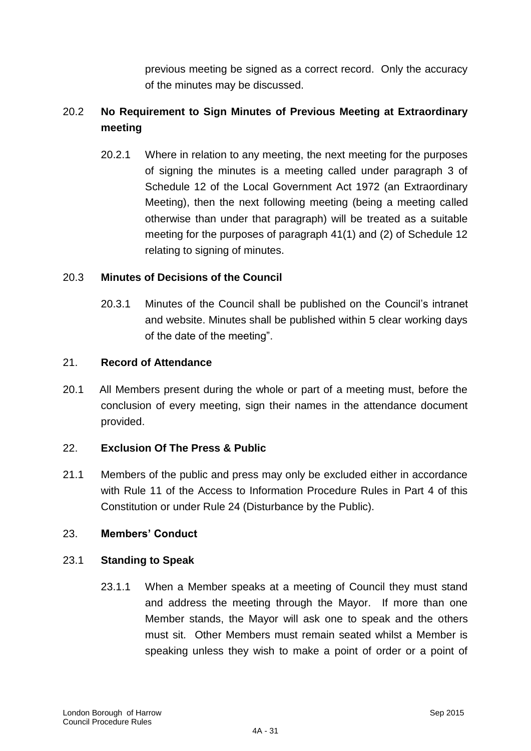previous meeting be signed as a correct record. Only the accuracy of the minutes may be discussed.

### 20.2 **No Requirement to Sign Minutes of Previous Meeting at Extraordinary meeting**

20.2.1 Where in relation to any meeting, the next meeting for the purposes of signing the minutes is a meeting called under paragraph 3 of Schedule 12 of the Local Government Act 1972 (an Extraordinary Meeting), then the next following meeting (being a meeting called otherwise than under that paragraph) will be treated as a suitable meeting for the purposes of paragraph 41(1) and (2) of Schedule 12 relating to signing of minutes.

### 20.3 **Minutes of Decisions of the Council**

20.3.1 Minutes of the Council shall be published on the Council's intranet and website. Minutes shall be published within 5 clear working days of the date of the meeting".

## 21. **Record of Attendance**

20.1 All Members present during the whole or part of a meeting must, before the conclusion of every meeting, sign their names in the attendance document provided.

## 22. **Exclusion Of The Press & Public**

21.1 Members of the public and press may only be excluded either in accordance with Rule 11 of the Access to Information Procedure Rules in Part 4 of this Constitution or under Rule 24 (Disturbance by the Public).

## 23. **Members' Conduct**

### 23.1 **Standing to Speak**

23.1.1 When a Member speaks at a meeting of Council they must stand and address the meeting through the Mayor. If more than one Member stands, the Mayor will ask one to speak and the others must sit. Other Members must remain seated whilst a Member is speaking unless they wish to make a point of order or a point of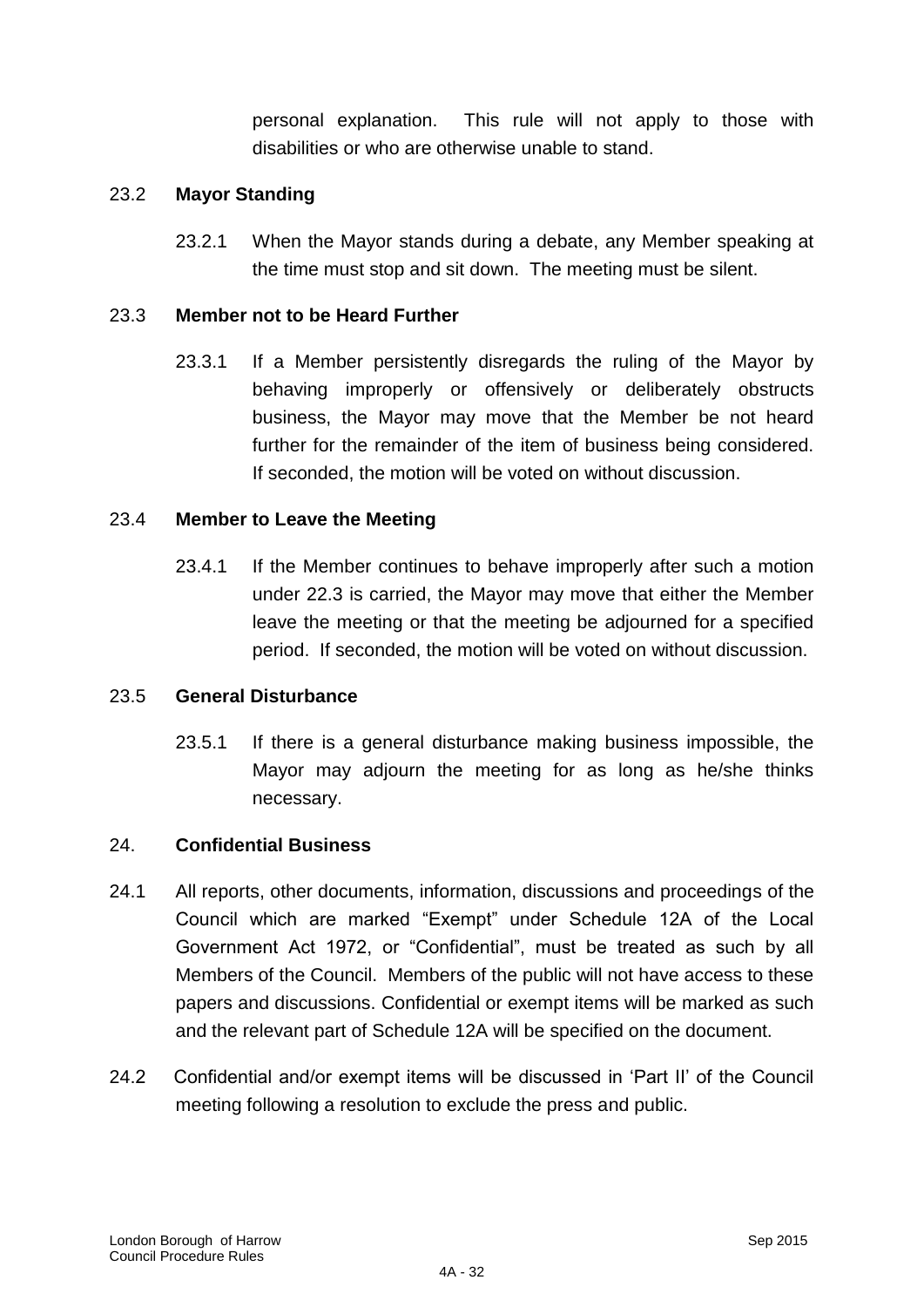personal explanation. This rule will not apply to those with disabilities or who are otherwise unable to stand.

23.2 **Mayor Standing**

23.2.1 When the Mayor stands during a debate, any Member speaking at the time must stop and sit down. The meeting must be silent.

23.3 **Member not to be Heard Further**

23.3.1 If a Member persistently disregards the ruling of the Mayor by behaving improperly or offensively or deliberately obstructs business, the Mayor may move that the Member be not heard further for the remainder of the item of business being considered. If seconded, the motion will be voted on without discussion.

23.4 **Member to Leave the Meeting**

23.4.1 If the Member continues to behave improperly after such a motion under 22.3 is carried, the Mayor may move that either the Member leave the meeting or that the meeting be adjourned for a specified period. If seconded, the motion will be voted on without discussion.

23.5 **General Disturbance**

23.5.1 If there is a general disturbance making business impossible, the Mayor may adjourn the meeting for as long as he/she thinks necessary.

## 24. **Confidential Business**

24.1 All reports, other documents, information, discussions and proceedings of the Council which are marked "Exempt" under Schedule 12A of the Local Government Act 1972, or "Confidential", must be treated as such by all Members of the Council. Members of the public will not have access to these papers and discussions. Confidential or exempt items will be marked as such and the relevant part of Schedule 12A will be specified on the document.

24.2 Confidential and/or exempt items will be discussed in 'Part II' of the Council meeting following a resolution to exclude the press and public.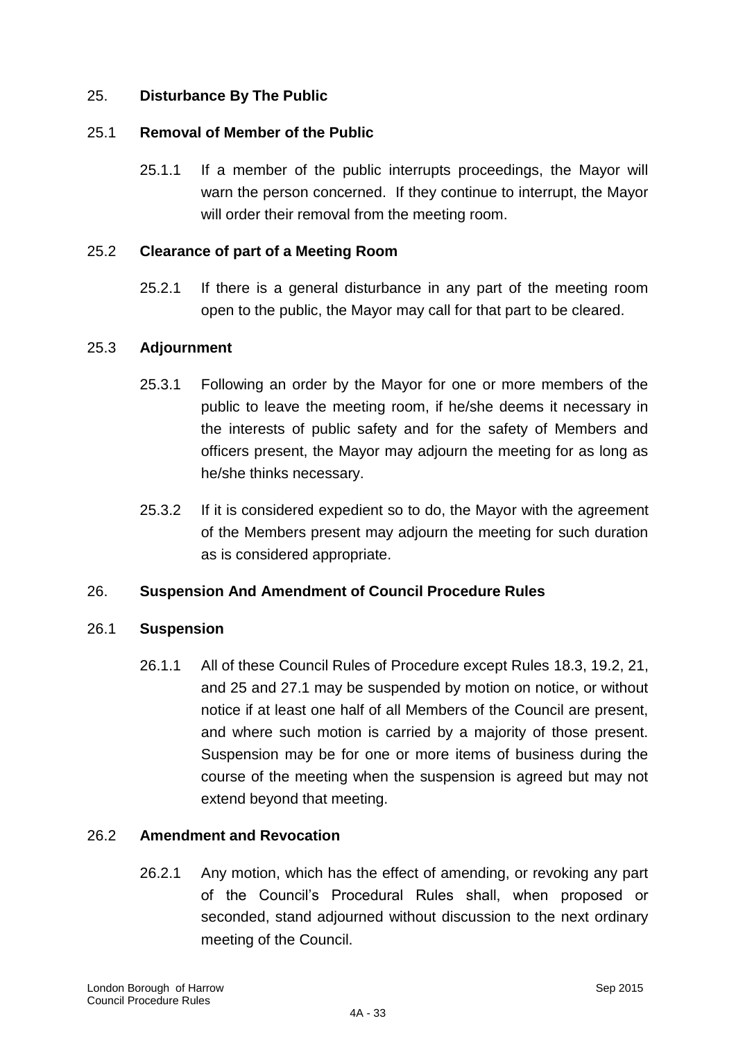## 25. Disturbance By The Public

### 25.1 Removal of Member of the Public

25.1.1 If a member of the public interrupts proceedings, the Mayor will warn the person concerned. If they continue to interrupt, the Mayor will order their removal from the meeting room.

### 25.2 Clearance of part of a Meeting Room

25.2.1 If there is a general disturbance in any part of the meeting room open to the public, the Mayor may call for that part to be cleared.

### 25.3 Adjournment

25.3.1 Following an order by the Mayor for one or more members of the public to leave the meeting room, if he/she deems it necessary in the interests of public safety and for the safety of Members and officers present, the Mayor may adjourn the meeting for as long as he/she thinks necessary.

25.3.2 If it is considered expedient so to do, the Mayor with the agreement of the Members present may adjourn the meeting for such duration as is considered appropriate.

## 26. Suspension And Amendment of Council Procedure Rules

### 26.1 Suspension

26.1.1 All of these Council Rules of Procedure except Rules 18.3, 19.2, 21, and 25 and 27.1 may be suspended by motion on notice, or without notice if at least one half of all Members of the Council are present, and where such motion is carried by a majority of those present. Suspension may be for one or more items of business during the course of the meeting when the suspension is agreed but may not extend beyond that meeting.

### 26.2 Amendment and Revocation

26.2.1 Any motion, which has the effect of amending, or revoking any part of the Council's Procedural Rules shall, when proposed or seconded, stand adjourned without discussion to the next ordinary meeting of the Council.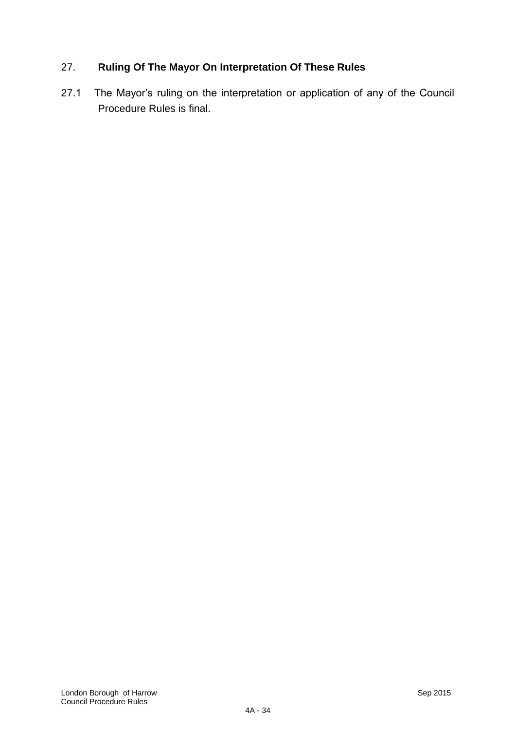## 27. Ruling Of The Mayor On Interpretation Of These Rules

27.1 The Mayor's ruling on the interpretation or application of any of the Council Procedure Rules is final.